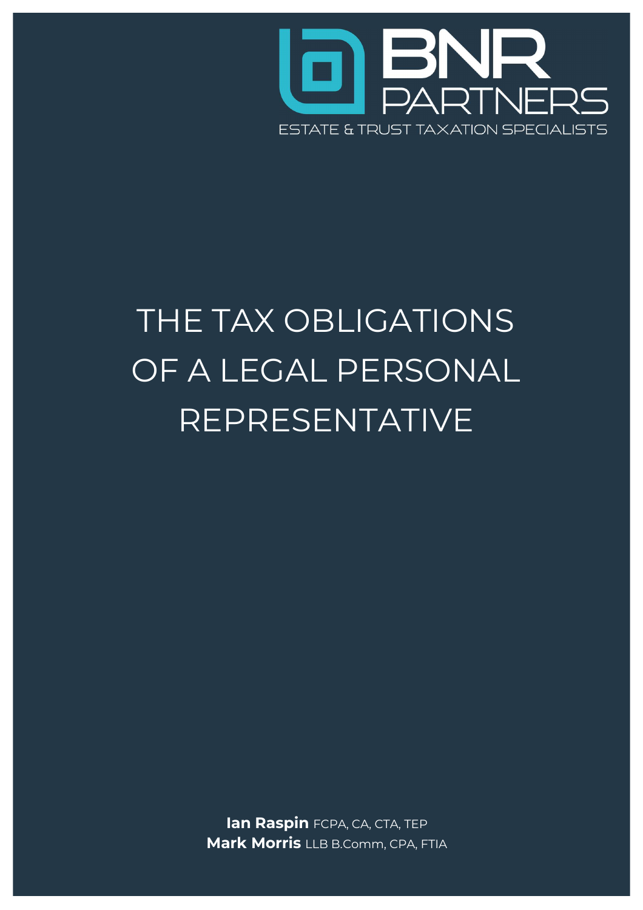BNR PARTNERS

ESTATE & TRUST TAXATION SPECIALISTS

# THE TAX OBLIGATIONS OF A LEGAL PERSONAL REPRESENTATIVE

**Ian Raspin** FCPA, CA, CTA, TEP
**Mark Morris** LLB B.Comm, CPA, FTIA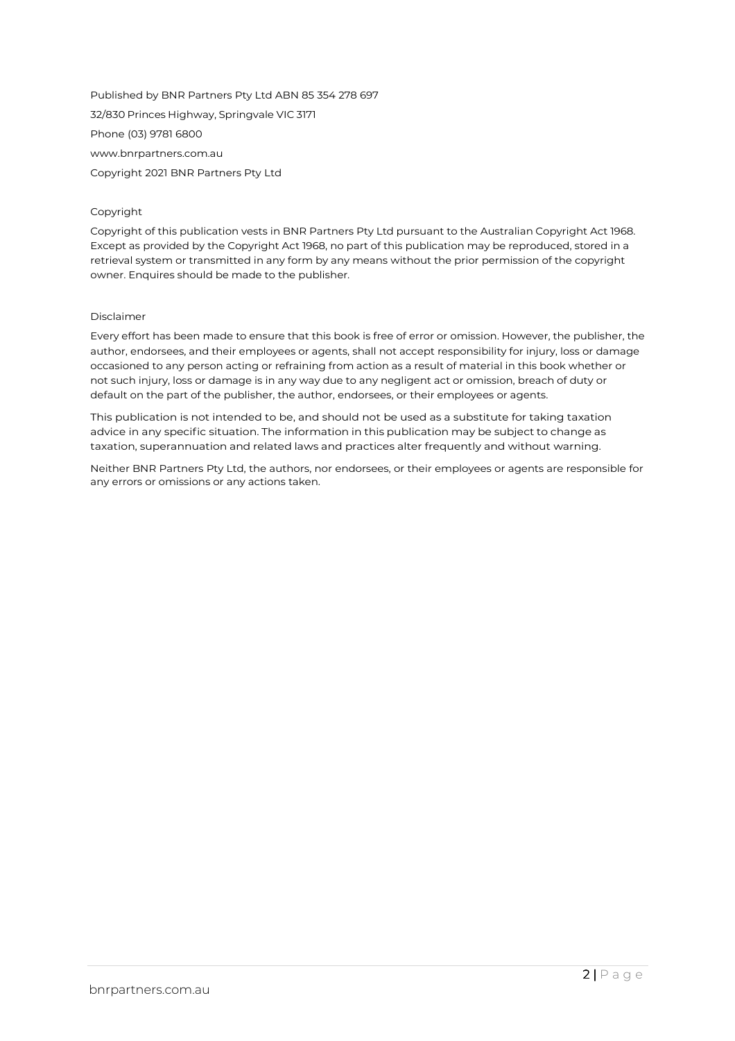Published by BNR Partners Pty Ltd ABN 85 354 278 697

32/830 Princes Highway, Springvale VIC 3171

Phone (03) 9781 6800

www.bnrpartners.com.au

Copyright 2021 BNR Partners Pty Ltd

Copyright

Copyright of this publication vests in BNR Partners Pty Ltd pursuant to the Australian Copyright Act 1968. Except as provided by the Copyright Act 1968, no part of this publication may be reproduced, stored in a retrieval system or transmitted in any form by any means without the prior permission of the copyright owner. Enquires should be made to the publisher.

Disclaimer

Every effort has been made to ensure that this book is free of error or omission. However, the publisher, the author, endorsees, and their employees or agents, shall not accept responsibility for injury, loss or damage occasioned to any person acting or refraining from action as a result of material in this book whether or not such injury, loss or damage is in any way due to any negligent act or omission, breach of duty or default on the part of the publisher, the author, endorsees, or their employees or agents.

This publication is not intended to be, and should not be used as a substitute for taking taxation advice in any specific situation. The information in this publication may be subject to change as taxation, superannuation and related laws and practices alter frequently and without warning.

Neither BNR Partners Pty Ltd, the authors, nor endorsees, or their employees or agents are responsible for any errors or omissions or any actions taken.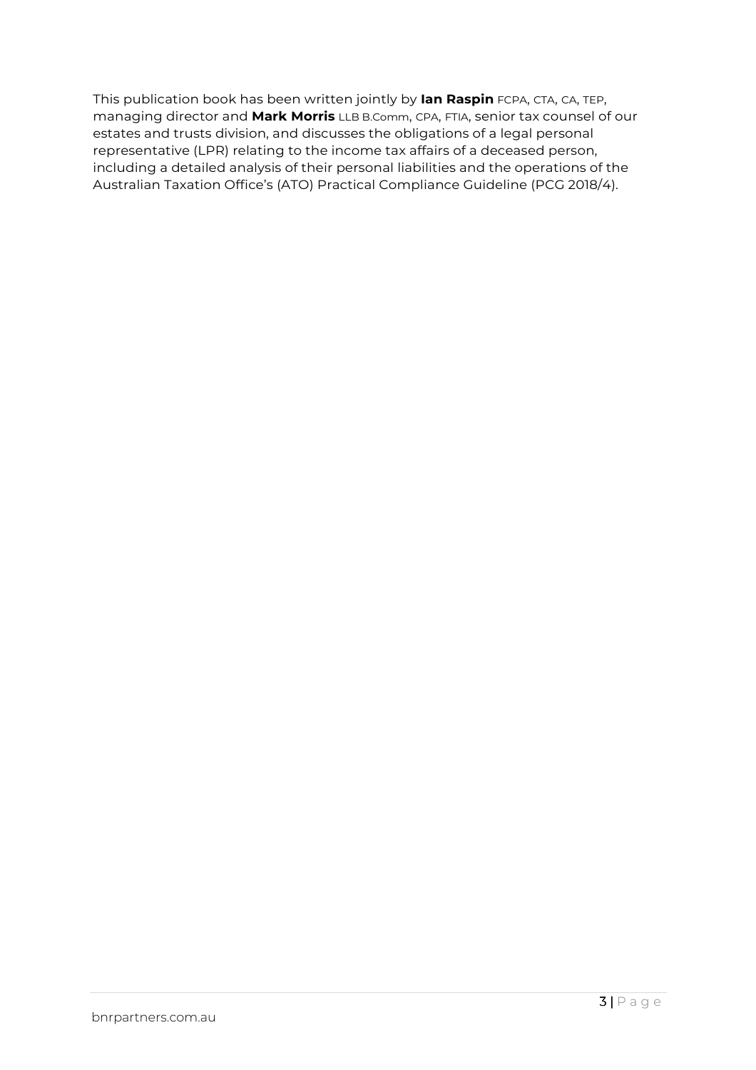This publication book has been written jointly by **Ian Raspin** FCPA, CTA, CA, TEP, managing director and **Mark Morris** LLB B.Comm, CPA, FTIA, senior tax counsel of our estates and trusts division, and discusses the obligations of a legal personal representative (LPR) relating to the income tax affairs of a deceased person, including a detailed analysis of their personal liabilities and the operations of the Australian Taxation Office's (ATO) Practical Compliance Guideline (PCG 2018/4).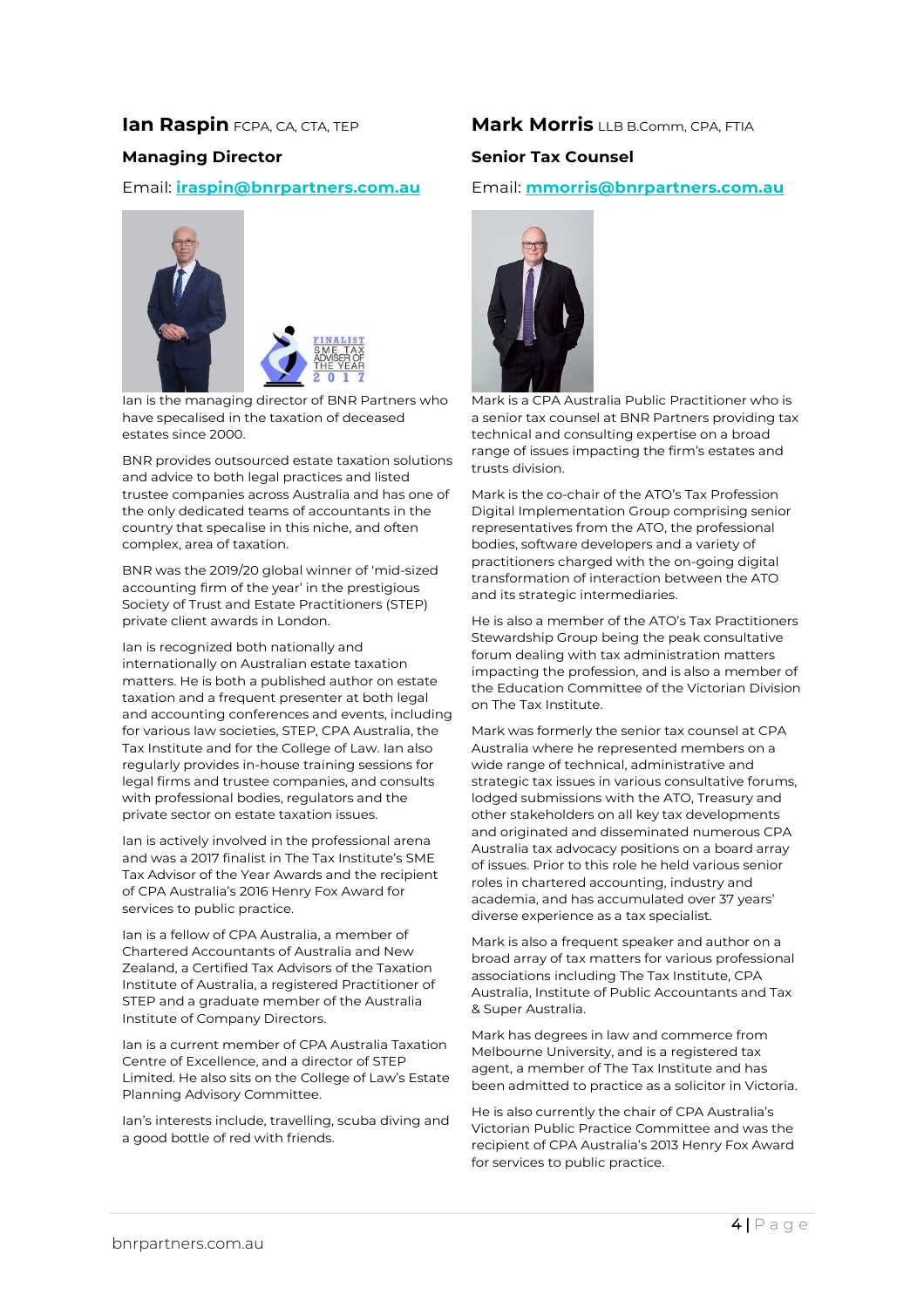## Ian Raspin FCPA, CA, CTA, TEP

### Managing Director

Email: **iraspin@bnrpartners.com.au**

Ian is the managing director of BNR Partners who have specialised in the taxation of deceased estates since 2000.

BNR provides outsourced estate taxation solutions and advice to both legal practices and listed trustee companies across Australia and has one of the only dedicated teams of accountants in the country that specalise in this niche, and often complex, area of taxation.

BNR was the 2019/20 global winner of 'mid-sized accounting firm of the year' in the prestigious Society of Trust and Estate Practitioners (STEP) private client awards in London.

Ian is recognized both nationally and internationally on Australian estate taxation matters. He is both a published author on estate taxation and a frequent presenter at both legal and accounting conferences and events, including for various law societies, STEP, CPA Australia, the Tax Institute and for the College of Law. Ian also regularly provides in-house training sessions for legal firms and trustee companies, and consults with professional bodies, regulators and the private sector on estate taxation issues.

Ian is actively involved in the professional arena and was a 2017 finalist in The Tax Institute's SME Tax Advisor of the Year Awards and the recipient of CPA Australia's 2016 Henry Fox Award for services to public practice.

Ian is a fellow of CPA Australia, a member of Chartered Accountants of Australia and New Zealand, a Certified Tax Advisors of the Taxation Institute of Australia, a registered Practitioner of STEP and a graduate member of the Australia Institute of Company Directors.

Ian is a current member of CPA Australia Taxation Centre of Excellence, and a director of STEP Limited. He also sits on the College of Law's Estate Planning Advisory Committee.

Ian's interests include, travelling, scuba diving and a good bottle of red with friends.

## Mark Morris LLB B.Comm, CPA, FTIA

### Senior Tax Counsel

Email: **mmorris@bnrpartners.com.au**

Mark is a CPA Australia Public Practitioner who is a senior tax counsel at BNR Partners providing tax technical and consulting expertise on a broad range of issues impacting the firm's estates and trusts division.

Mark is the co-chair of the ATO's Tax Profession Digital Implementation Group comprising senior representatives from the ATO, the professional bodies, software developers and a variety of practitioners charged with the on-going digital transformation of interaction between the ATO and its strategic intermediaries.

He is also a member of the ATO's Tax Practitioners Stewardship Group being the peak consultative forum dealing with tax administration matters impacting the profession, and is also a member of the Education Committee of the Victorian Division on The Tax Institute.

Mark was formerly the senior tax counsel at CPA Australia where he represented members on a wide range of technical, administrative and strategic tax issues in various consultative forums, lodged submissions with the ATO, Treasury and other stakeholders on all key tax developments and originated and disseminated numerous CPA Australia tax advocacy positions on a board array of issues. Prior to this role he held various senior roles in chartered accounting, industry and academia, and has accumulated over 37 years' diverse experience as a tax specialist.

Mark is also a frequent speaker and author on a broad array of tax matters for various professional associations including The Tax Institute, CPA Australia, Institute of Public Accountants and Tax & Super Australia.

Mark has degrees in law and commerce from Melbourne University, and is a registered tax agent, a member of The Tax Institute and has been admitted to practice as a solicitor in Victoria.

He is also currently the chair of CPA Australia's Victorian Public Practice Committee and was the recipient of CPA Australia's 2013 Henry Fox Award for services to public practice.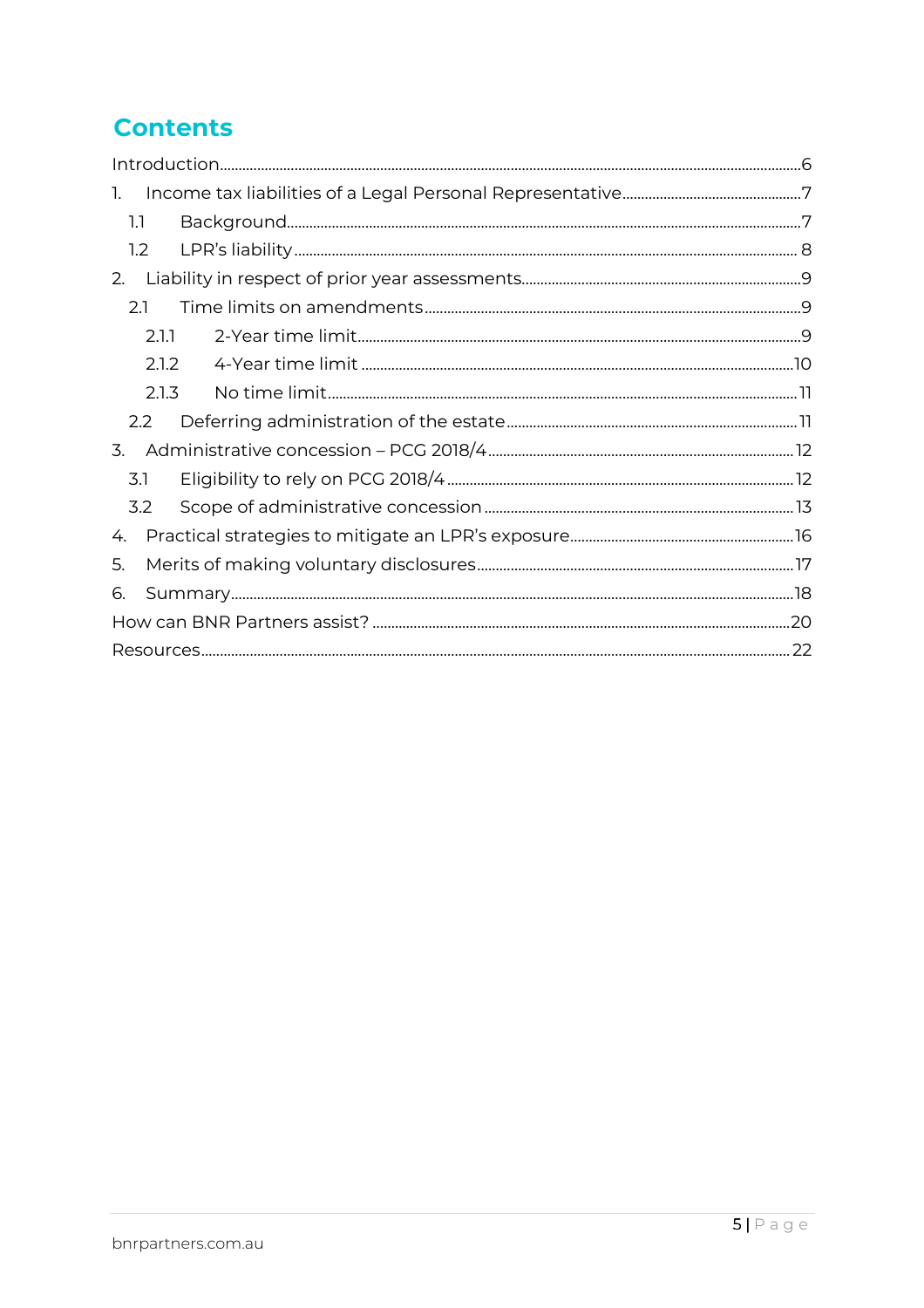# Contents

Introduction....6
1. Income tax liabilities of a Legal Personal Representative....7
   1.1 Background....7
   1.2 LPR's liability....8
2. Liability in respect of prior year assessments....9
   2.1 Time limits on amendments....9
      2.1.1 2-Year time limit....9
      2.1.2 4-Year time limit....10
      2.1.3 No time limit....11
   2.2 Deferring administration of the estate....11
3. Administrative concession – PCG 2018/4....12
   3.1 Eligibility to rely on PCG 2018/4....12
   3.2 Scope of administrative concession....13
4. Practical strategies to mitigate an LPR's exposure....16
5. Merits of making voluntary disclosures....17
6. Summary....18

How can BNR Partners assist?....20
Resources....22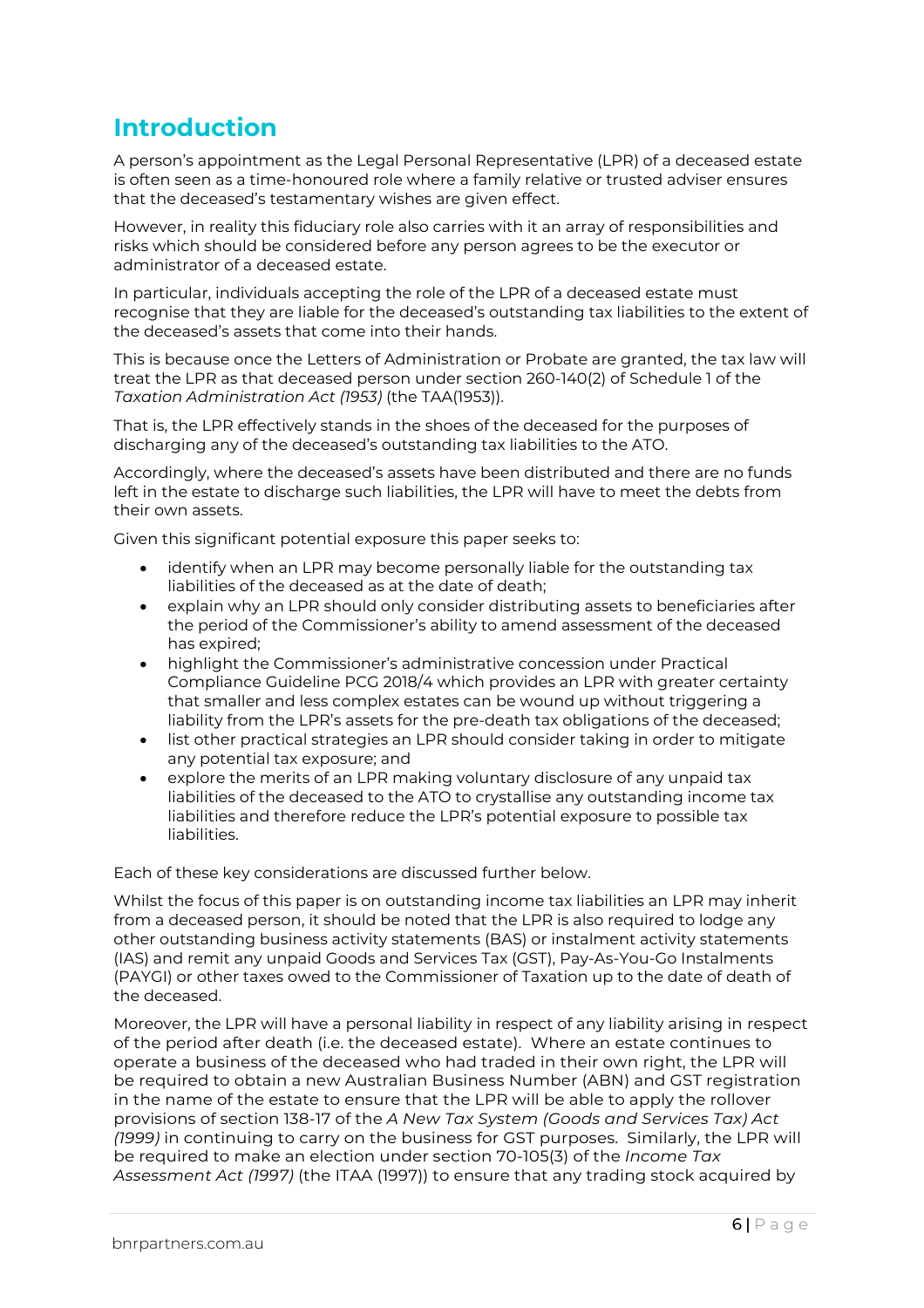# Introduction

A person's appointment as the Legal Personal Representative (LPR) of a deceased estate is often seen as a time-honoured role where a family relative or trusted adviser ensures that the deceased's testamentary wishes are given effect.

However, in reality this fiduciary role also carries with it an array of responsibilities and risks which should be considered before any person agrees to be the executor or administrator of a deceased estate.

In particular, individuals accepting the role of the LPR of a deceased estate must recognise that they are liable for the deceased's outstanding tax liabilities to the extent of the deceased's assets that come into their hands.

This is because once the Letters of Administration or Probate are granted, the tax law will treat the LPR as that deceased person under section 260-140(2) of Schedule 1 of the *Taxation Administration Act (1953)* (the TAA(1953)).

That is, the LPR effectively stands in the shoes of the deceased for the purposes of discharging any of the deceased's outstanding tax liabilities to the ATO.

Accordingly, where the deceased's assets have been distributed and there are no funds left in the estate to discharge such liabilities, the LPR will have to meet the debts from their own assets.

Given this significant potential exposure this paper seeks to:

- identify when an LPR may become personally liable for the outstanding tax liabilities of the deceased as at the date of death;
- explain why an LPR should only consider distributing assets to beneficiaries after the period of the Commissioner's ability to amend assessment of the deceased has expired;
- highlight the Commissioner's administrative concession under Practical Compliance Guideline PCG 2018/4 which provides an LPR with greater certainty that smaller and less complex estates can be wound up without triggering a liability from the LPR's assets for the pre-death tax obligations of the deceased;
- list other practical strategies an LPR should consider taking in order to mitigate any potential tax exposure; and
- explore the merits of an LPR making voluntary disclosure of any unpaid tax liabilities of the deceased to the ATO to crystallise any outstanding income tax liabilities and therefore reduce the LPR's potential exposure to possible tax liabilities.

Each of these key considerations are discussed further below.

Whilst the focus of this paper is on outstanding income tax liabilities an LPR may inherit from a deceased person, it should be noted that the LPR is also required to lodge any other outstanding business activity statements (BAS) or instalment activity statements (IAS) and remit any unpaid Goods and Services Tax (GST), Pay-As-You-Go Instalments (PAYGI) or other taxes owed to the Commissioner of Taxation up to the date of death of the deceased.

Moreover, the LPR will have a personal liability in respect of any liability arising in respect of the period after death (i.e. the deceased estate). Where an estate continues to operate a business of the deceased who had traded in their own right, the LPR will be required to obtain a new Australian Business Number (ABN) and GST registration in the name of the estate to ensure that the LPR will be able to apply the rollover provisions of section 138-17 of the *A New Tax System (Goods and Services Tax) Act (1999)* in continuing to carry on the business for GST purposes. Similarly, the LPR will be required to make an election under section 70-105(3) of the *Income Tax Assessment Act (1997)* (the ITAA (1997)) to ensure that any trading stock acquired by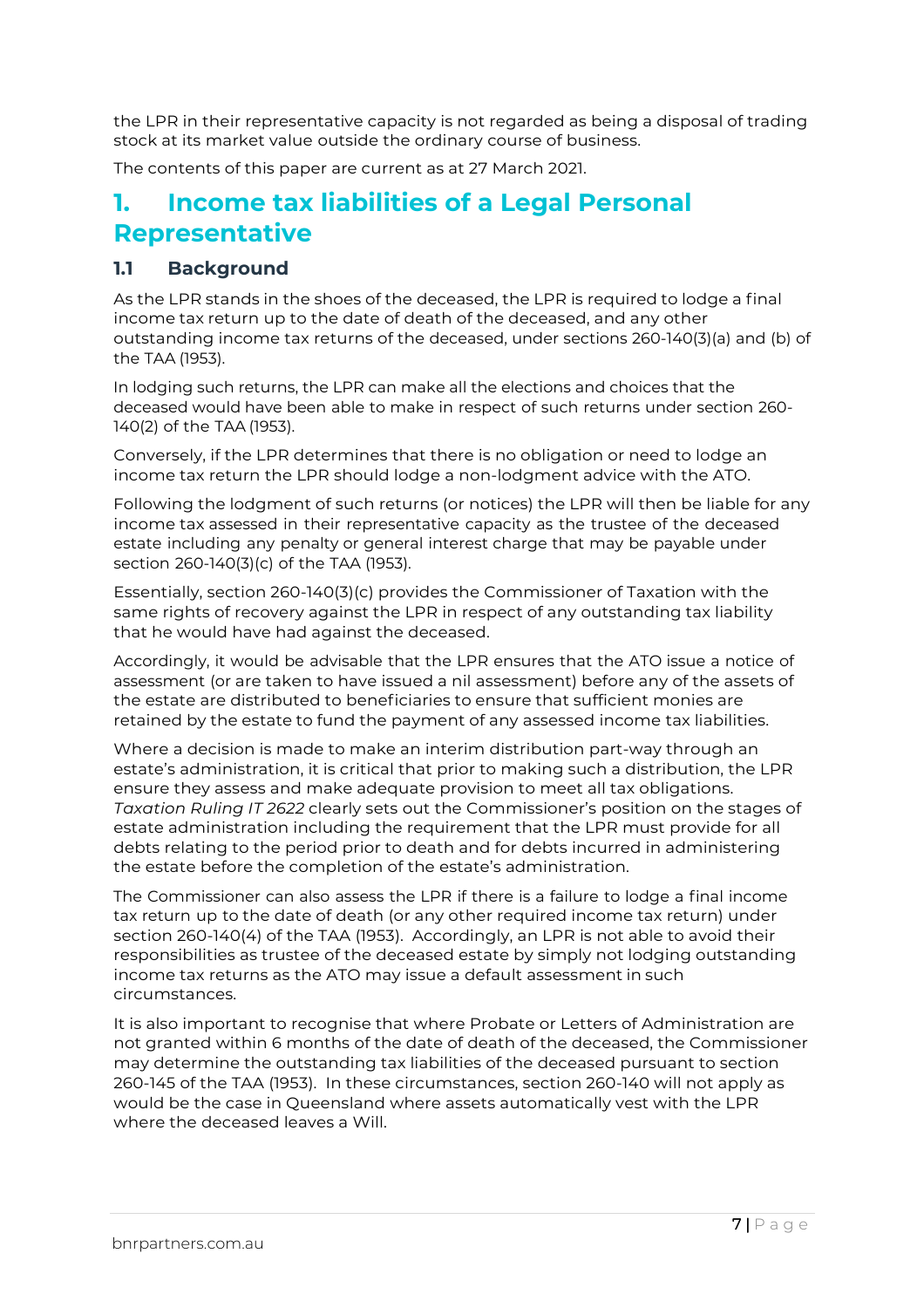the LPR in their representative capacity is not regarded as being a disposal of trading stock at its market value outside the ordinary course of business.

The contents of this paper are current as at 27 March 2021.

# 1. Income tax liabilities of a Legal Personal Representative

## 1.1 Background

As the LPR stands in the shoes of the deceased, the LPR is required to lodge a final income tax return up to the date of death of the deceased, and any other outstanding income tax returns of the deceased, under sections 260-140(3)(a) and (b) of the TAA (1953).

In lodging such returns, the LPR can make all the elections and choices that the deceased would have been able to make in respect of such returns under section 260-140(2) of the TAA (1953).

Conversely, if the LPR determines that there is no obligation or need to lodge an income tax return the LPR should lodge a non-lodgment advice with the ATO.

Following the lodgment of such returns (or notices) the LPR will then be liable for any income tax assessed in their representative capacity as the trustee of the deceased estate including any penalty or general interest charge that may be payable under section 260-140(3)(c) of the TAA (1953).

Essentially, section 260-140(3)(c) provides the Commissioner of Taxation with the same rights of recovery against the LPR in respect of any outstanding tax liability that he would have had against the deceased.

Accordingly, it would be advisable that the LPR ensures that the ATO issue a notice of assessment (or are taken to have issued a nil assessment) before any of the assets of the estate are distributed to beneficiaries to ensure that sufficient monies are retained by the estate to fund the payment of any assessed income tax liabilities.

Where a decision is made to make an interim distribution part-way through an estate's administration, it is critical that prior to making such a distribution, the LPR ensure they assess and make adequate provision to meet all tax obligations. *Taxation Ruling IT 2622* clearly sets out the Commissioner's position on the stages of estate administration including the requirement that the LPR must provide for all debts relating to the period prior to death and for debts incurred in administering the estate before the completion of the estate's administration.

The Commissioner can also assess the LPR if there is a failure to lodge a final income tax return up to the date of death (or any other required income tax return) under section 260-140(4) of the TAA (1953). Accordingly, an LPR is not able to avoid their responsibilities as trustee of the deceased estate by simply not lodging outstanding income tax returns as the ATO may issue a default assessment in such circumstances.

It is also important to recognise that where Probate or Letters of Administration are not granted within 6 months of the date of death of the deceased, the Commissioner may determine the outstanding tax liabilities of the deceased pursuant to section 260-145 of the TAA (1953). In these circumstances, section 260-140 will not apply as would be the case in Queensland where assets automatically vest with the LPR where the deceased leaves a Will.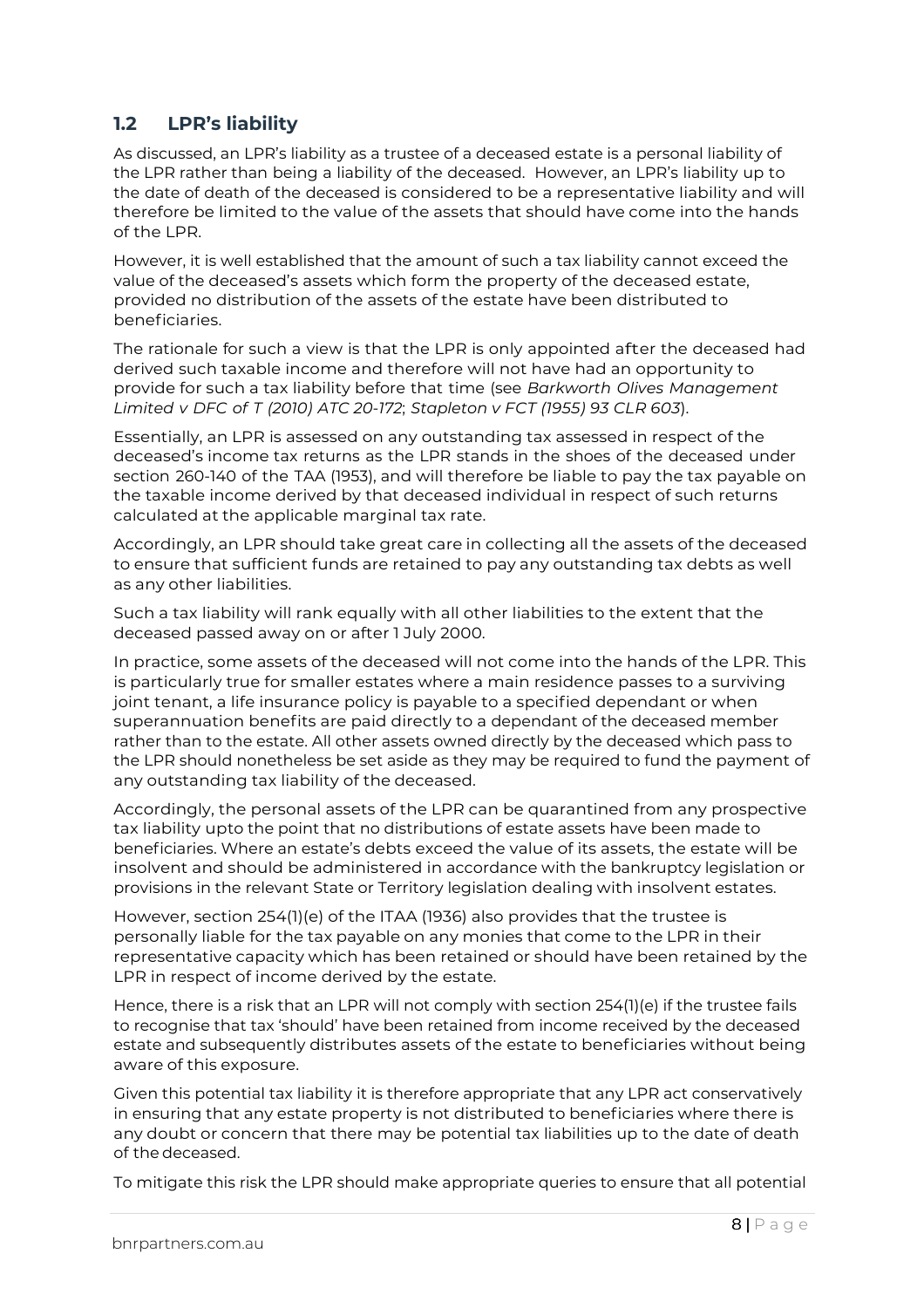## 1.2 LPR's liability

As discussed, an LPR's liability as a trustee of a deceased estate is a personal liability of the LPR rather than being a liability of the deceased. However, an LPR's liability up to the date of death of the deceased is considered to be a representative liability and will therefore be limited to the value of the assets that should have come into the hands of the LPR.

However, it is well established that the amount of such a tax liability cannot exceed the value of the deceased's assets which form the property of the deceased estate, provided no distribution of the assets of the estate have been distributed to beneficiaries.

The rationale for such a view is that the LPR is only appointed after the deceased had derived such taxable income and therefore will not have had an opportunity to provide for such a tax liability before that time (see *Barkworth Olives Management Limited v DFC of T (2010) ATC 20-172*; *Stapleton v FCT (1955) 93 CLR 603*).

Essentially, an LPR is assessed on any outstanding tax assessed in respect of the deceased's income tax returns as the LPR stands in the shoes of the deceased under section 260-140 of the TAA (1953), and will therefore be liable to pay the tax payable on the taxable income derived by that deceased individual in respect of such returns calculated at the applicable marginal tax rate.

Accordingly, an LPR should take great care in collecting all the assets of the deceased to ensure that sufficient funds are retained to pay any outstanding tax debts as well as any other liabilities.

Such a tax liability will rank equally with all other liabilities to the extent that the deceased passed away on or after 1 July 2000.

In practice, some assets of the deceased will not come into the hands of the LPR. This is particularly true for smaller estates where a main residence passes to a surviving joint tenant, a life insurance policy is payable to a specified dependant or when superannuation benefits are paid directly to a dependant of the deceased member rather than to the estate. All other assets owned directly by the deceased which pass to the LPR should nonetheless be set aside as they may be required to fund the payment of any outstanding tax liability of the deceased.

Accordingly, the personal assets of the LPR can be quarantined from any prospective tax liability upto the point that no distributions of estate assets have been made to beneficiaries. Where an estate's debts exceed the value of its assets, the estate will be insolvent and should be administered in accordance with the bankruptcy legislation or provisions in the relevant State or Territory legislation dealing with insolvent estates.

However, section 254(1)(e) of the ITAA (1936) also provides that the trustee is personally liable for the tax payable on any monies that come to the LPR in their representative capacity which has been retained or should have been retained by the LPR in respect of income derived by the estate.

Hence, there is a risk that an LPR will not comply with section 254(1)(e) if the trustee fails to recognise that tax 'should' have been retained from income received by the deceased estate and subsequently distributes assets of the estate to beneficiaries without being aware of this exposure.

Given this potential tax liability it is therefore appropriate that any LPR act conservatively in ensuring that any estate property is not distributed to beneficiaries where there is any doubt or concern that there may be potential tax liabilities up to the date of death of the deceased.

To mitigate this risk the LPR should make appropriate queries to ensure that all potential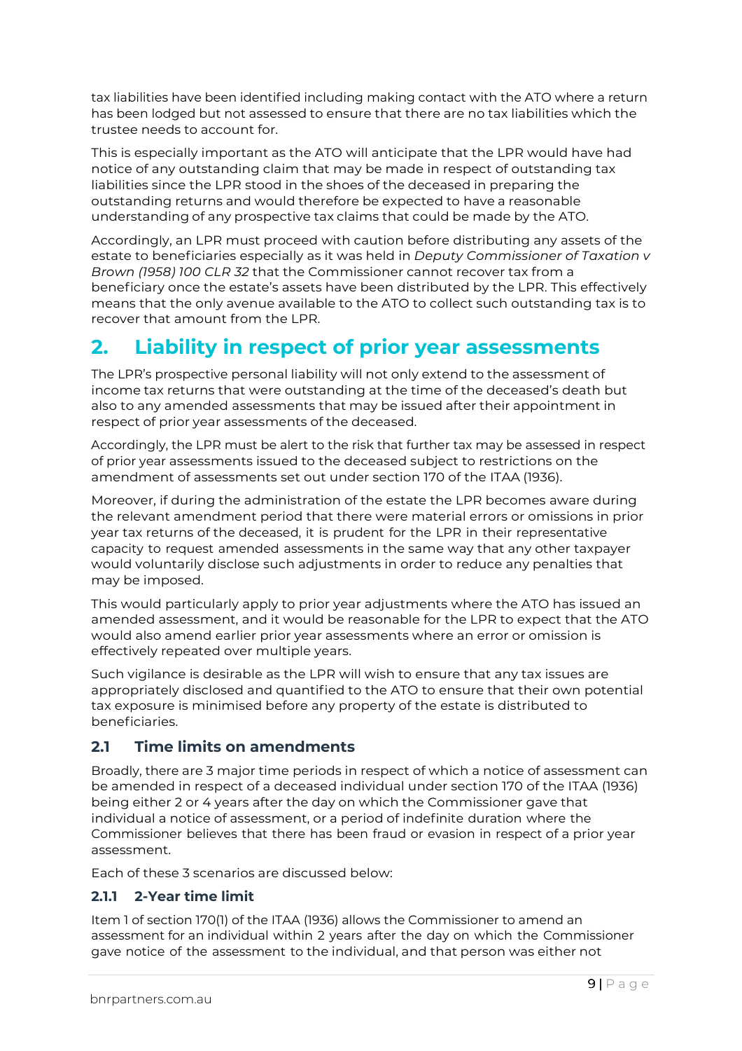tax liabilities have been identified including making contact with the ATO where a return has been lodged but not assessed to ensure that there are no tax liabilities which the trustee needs to account for.

This is especially important as the ATO will anticipate that the LPR would have had notice of any outstanding claim that may be made in respect of outstanding tax liabilities since the LPR stood in the shoes of the deceased in preparing the outstanding returns and would therefore be expected to have a reasonable understanding of any prospective tax claims that could be made by the ATO.

Accordingly, an LPR must proceed with caution before distributing any assets of the estate to beneficiaries especially as it was held in *Deputy Commissioner of Taxation v Brown (1958) 100 CLR 32* that the Commissioner cannot recover tax from a beneficiary once the estate's assets have been distributed by the LPR. This effectively means that the only avenue available to the ATO to collect such outstanding tax is to recover that amount from the LPR.

## 2. Liability in respect of prior year assessments

The LPR's prospective personal liability will not only extend to the assessment of income tax returns that were outstanding at the time of the deceased's death but also to any amended assessments that may be issued after their appointment in respect of prior year assessments of the deceased.

Accordingly, the LPR must be alert to the risk that further tax may be assessed in respect of prior year assessments issued to the deceased subject to restrictions on the amendment of assessments set out under section 170 of the ITAA (1936).

Moreover, if during the administration of the estate the LPR becomes aware during the relevant amendment period that there were material errors or omissions in prior year tax returns of the deceased, it is prudent for the LPR in their representative capacity to request amended assessments in the same way that any other taxpayer would voluntarily disclose such adjustments in order to reduce any penalties that may be imposed.

This would particularly apply to prior year adjustments where the ATO has issued an amended assessment, and it would be reasonable for the LPR to expect that the ATO would also amend earlier prior year assessments where an error or omission is effectively repeated over multiple years.

Such vigilance is desirable as the LPR will wish to ensure that any tax issues are appropriately disclosed and quantified to the ATO to ensure that their own potential tax exposure is minimised before any property of the estate is distributed to beneficiaries.

### 2.1 Time limits on amendments

Broadly, there are 3 major time periods in respect of which a notice of assessment can be amended in respect of a deceased individual under section 170 of the ITAA (1936) being either 2 or 4 years after the day on which the Commissioner gave that individual a notice of assessment, or a period of indefinite duration where the Commissioner believes that there has been fraud or evasion in respect of a prior year assessment.

Each of these 3 scenarios are discussed below:

#### 2.1.1 2-Year time limit

Item 1 of section 170(1) of the ITAA (1936) allows the Commissioner to amend an assessment for an individual within 2 years after the day on which the Commissioner gave notice of the assessment to the individual, and that person was either not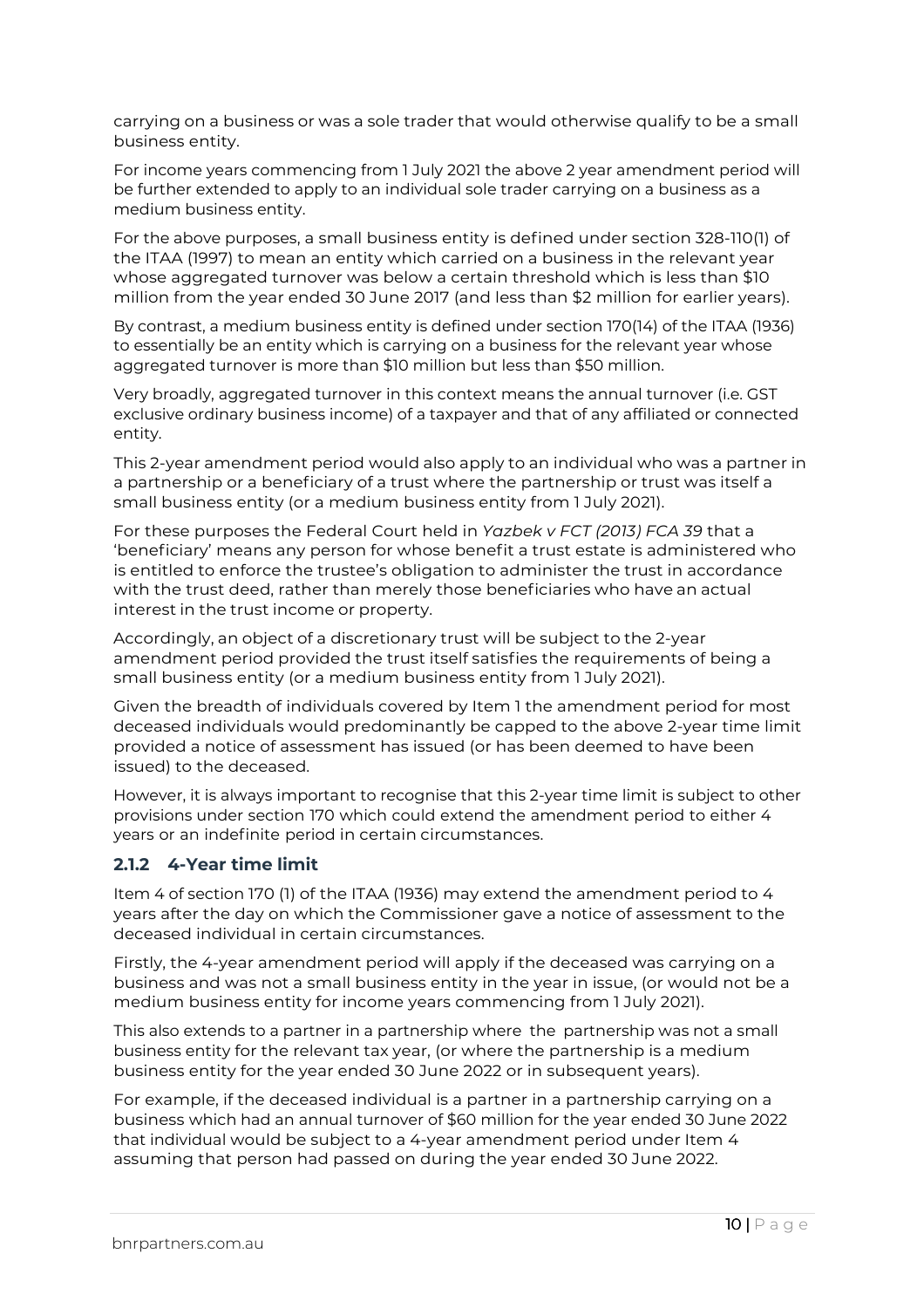carrying on a business or was a sole trader that would otherwise qualify to be a small business entity.

For income years commencing from 1 July 2021 the above 2 year amendment period will be further extended to apply to an individual sole trader carrying on a business as a medium business entity.

For the above purposes, a small business entity is defined under section 328-110(1) of the ITAA (1997) to mean an entity which carried on a business in the relevant year whose aggregated turnover was below a certain threshold which is less than $10 million from the year ended 30 June 2017 (and less than $2 million for earlier years).

By contrast, a medium business entity is defined under section 170(14) of the ITAA (1936) to essentially be an entity which is carrying on a business for the relevant year whose aggregated turnover is more than $10 million but less than $50 million.

Very broadly, aggregated turnover in this context means the annual turnover (i.e. GST exclusive ordinary business income) of a taxpayer and that of any affiliated or connected entity.

This 2-year amendment period would also apply to an individual who was a partner in a partnership or a beneficiary of a trust where the partnership or trust was itself a small business entity (or a medium business entity from 1 July 2021).

For these purposes the Federal Court held in *Yazbek v FCT (2013) FCA 39* that a 'beneficiary' means any person for whose benefit a trust estate is administered who is entitled to enforce the trustee's obligation to administer the trust in accordance with the trust deed, rather than merely those beneficiaries who have an actual interest in the trust income or property.

Accordingly, an object of a discretionary trust will be subject to the 2-year amendment period provided the trust itself satisfies the requirements of being a small business entity (or a medium business entity from 1 July 2021).

Given the breadth of individuals covered by Item 1 the amendment period for most deceased individuals would predominantly be capped to the above 2-year time limit provided a notice of assessment has issued (or has been deemed to have been issued) to the deceased.

However, it is always important to recognise that this 2-year time limit is subject to other provisions under section 170 which could extend the amendment period to either 4 years or an indefinite period in certain circumstances.

### 2.1.2 4-Year time limit

Item 4 of section 170 (1) of the ITAA (1936) may extend the amendment period to 4 years after the day on which the Commissioner gave a notice of assessment to the deceased individual in certain circumstances.

Firstly, the 4-year amendment period will apply if the deceased was carrying on a business and was not a small business entity in the year in issue, (or would not be a medium business entity for income years commencing from 1 July 2021).

This also extends to a partner in a partnership where the partnership was not a small business entity for the relevant tax year, (or where the partnership is a medium business entity for the year ended 30 June 2022 or in subsequent years).

For example, if the deceased individual is a partner in a partnership carrying on a business which had an annual turnover of $60 million for the year ended 30 June 2022 that individual would be subject to a 4-year amendment period under Item 4 assuming that person had passed on during the year ended 30 June 2022.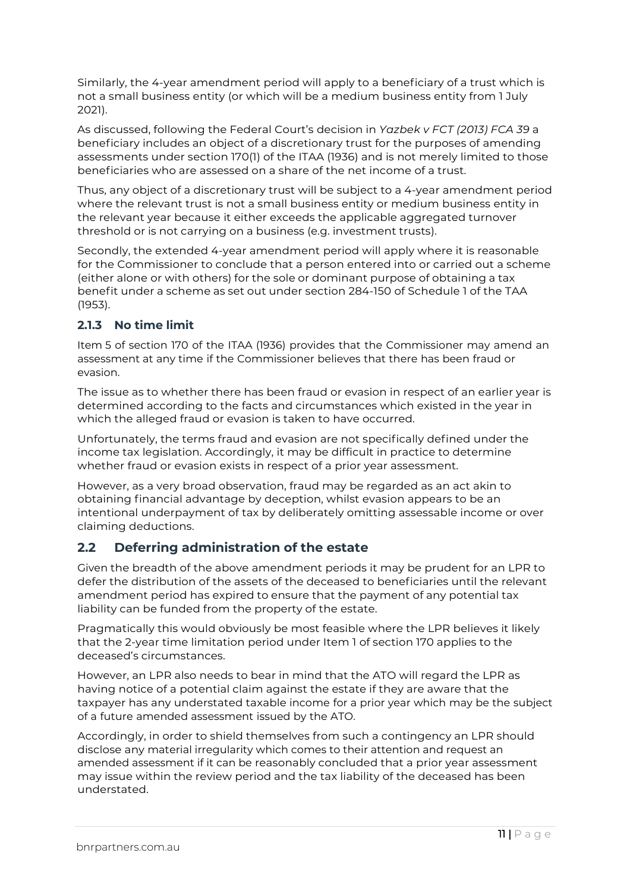Similarly, the 4-year amendment period will apply to a beneficiary of a trust which is not a small business entity (or which will be a medium business entity from 1 July 2021).

As discussed, following the Federal Court's decision in *Yazbek v FCT (2013) FCA 39* a beneficiary includes an object of a discretionary trust for the purposes of amending assessments under section 170(1) of the ITAA (1936) and is not merely limited to those beneficiaries who are assessed on a share of the net income of a trust.

Thus, any object of a discretionary trust will be subject to a 4-year amendment period where the relevant trust is not a small business entity or medium business entity in the relevant year because it either exceeds the applicable aggregated turnover threshold or is not carrying on a business (e.g. investment trusts).

Secondly, the extended 4-year amendment period will apply where it is reasonable for the Commissioner to conclude that a person entered into or carried out a scheme (either alone or with others) for the sole or dominant purpose of obtaining a tax benefit under a scheme as set out under section 284-150 of Schedule 1 of the TAA (1953).

### 2.1.3 No time limit

Item 5 of section 170 of the ITAA (1936) provides that the Commissioner may amend an assessment at any time if the Commissioner believes that there has been fraud or evasion.

The issue as to whether there has been fraud or evasion in respect of an earlier year is determined according to the facts and circumstances which existed in the year in which the alleged fraud or evasion is taken to have occurred.

Unfortunately, the terms fraud and evasion are not specifically defined under the income tax legislation. Accordingly, it may be difficult in practice to determine whether fraud or evasion exists in respect of a prior year assessment.

However, as a very broad observation, fraud may be regarded as an act akin to obtaining financial advantage by deception, whilst evasion appears to be an intentional underpayment of tax by deliberately omitting assessable income or over claiming deductions.

## 2.2 Deferring administration of the estate

Given the breadth of the above amendment periods it may be prudent for an LPR to defer the distribution of the assets of the deceased to beneficiaries until the relevant amendment period has expired to ensure that the payment of any potential tax liability can be funded from the property of the estate.

Pragmatically this would obviously be most feasible where the LPR believes it likely that the 2-year time limitation period under Item 1 of section 170 applies to the deceased's circumstances.

However, an LPR also needs to bear in mind that the ATO will regard the LPR as having notice of a potential claim against the estate if they are aware that the taxpayer has any understated taxable income for a prior year which may be the subject of a future amended assessment issued by the ATO.

Accordingly, in order to shield themselves from such a contingency an LPR should disclose any material irregularity which comes to their attention and request an amended assessment if it can be reasonably concluded that a prior year assessment may issue within the review period and the tax liability of the deceased has been understated.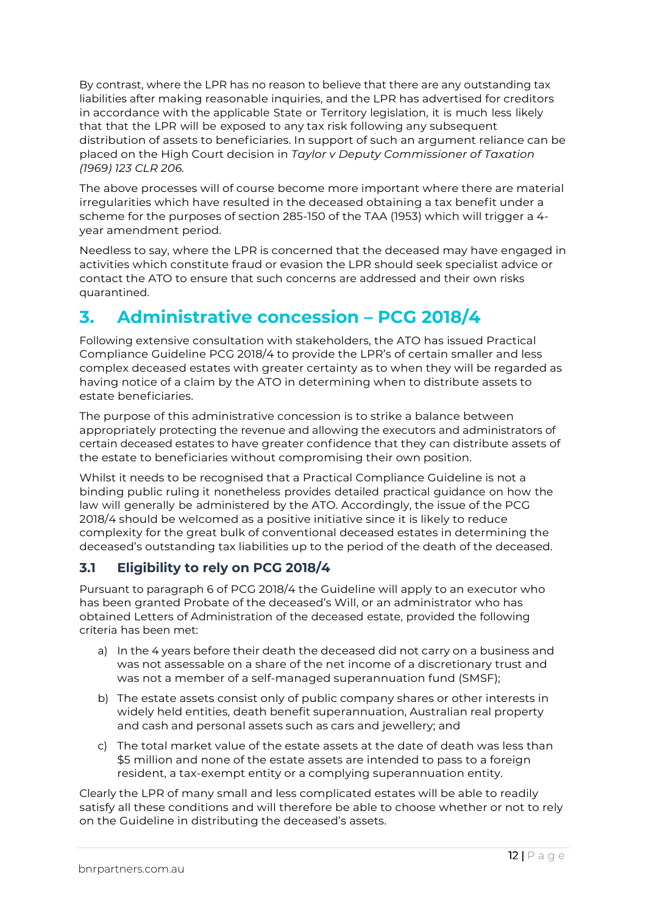By contrast, where the LPR has no reason to believe that there are any outstanding tax liabilities after making reasonable inquiries, and the LPR has advertised for creditors in accordance with the applicable State or Territory legislation, it is much less likely that that the LPR will be exposed to any tax risk following any subsequent distribution of assets to beneficiaries. In support of such an argument reliance can be placed on the High Court decision in *Taylor v Deputy Commissioner of Taxation (1969) 123 CLR 206.*

The above processes will of course become more important where there are material irregularities which have resulted in the deceased obtaining a tax benefit under a scheme for the purposes of section 285-150 of the TAA (1953) which will trigger a 4-year amendment period.

Needless to say, where the LPR is concerned that the deceased may have engaged in activities which constitute fraud or evasion the LPR should seek specialist advice or contact the ATO to ensure that such concerns are addressed and their own risks quarantined.

# 3. Administrative concession – PCG 2018/4

Following extensive consultation with stakeholders, the ATO has issued Practical Compliance Guideline PCG 2018/4 to provide the LPR's of certain smaller and less complex deceased estates with greater certainty as to when they will be regarded as having notice of a claim by the ATO in determining when to distribute assets to estate beneficiaries.

The purpose of this administrative concession is to strike a balance between appropriately protecting the revenue and allowing the executors and administrators of certain deceased estates to have greater confidence that they can distribute assets of the estate to beneficiaries without compromising their own position.

Whilst it needs to be recognised that a Practical Compliance Guideline is not a binding public ruling it nonetheless provides detailed practical guidance on how the law will generally be administered by the ATO. Accordingly, the issue of the PCG 2018/4 should be welcomed as a positive initiative since it is likely to reduce complexity for the great bulk of conventional deceased estates in determining the deceased's outstanding tax liabilities up to the period of the death of the deceased.

## 3.1 Eligibility to rely on PCG 2018/4

Pursuant to paragraph 6 of PCG 2018/4 the Guideline will apply to an executor who has been granted Probate of the deceased's Will, or an administrator who has obtained Letters of Administration of the deceased estate, provided the following criteria has been met:

a) In the 4 years before their death the deceased did not carry on a business and was not assessable on a share of the net income of a discretionary trust and was not a member of a self-managed superannuation fund (SMSF);

b) The estate assets consist only of public company shares or other interests in widely held entities, death benefit superannuation, Australian real property and cash and personal assets such as cars and jewellery; and

c) The total market value of the estate assets at the date of death was less than $5 million and none of the estate assets are intended to pass to a foreign resident, a tax-exempt entity or a complying superannuation entity.

Clearly the LPR of many small and less complicated estates will be able to readily satisfy all these conditions and will therefore be able to choose whether or not to rely on the Guideline in distributing the deceased's assets.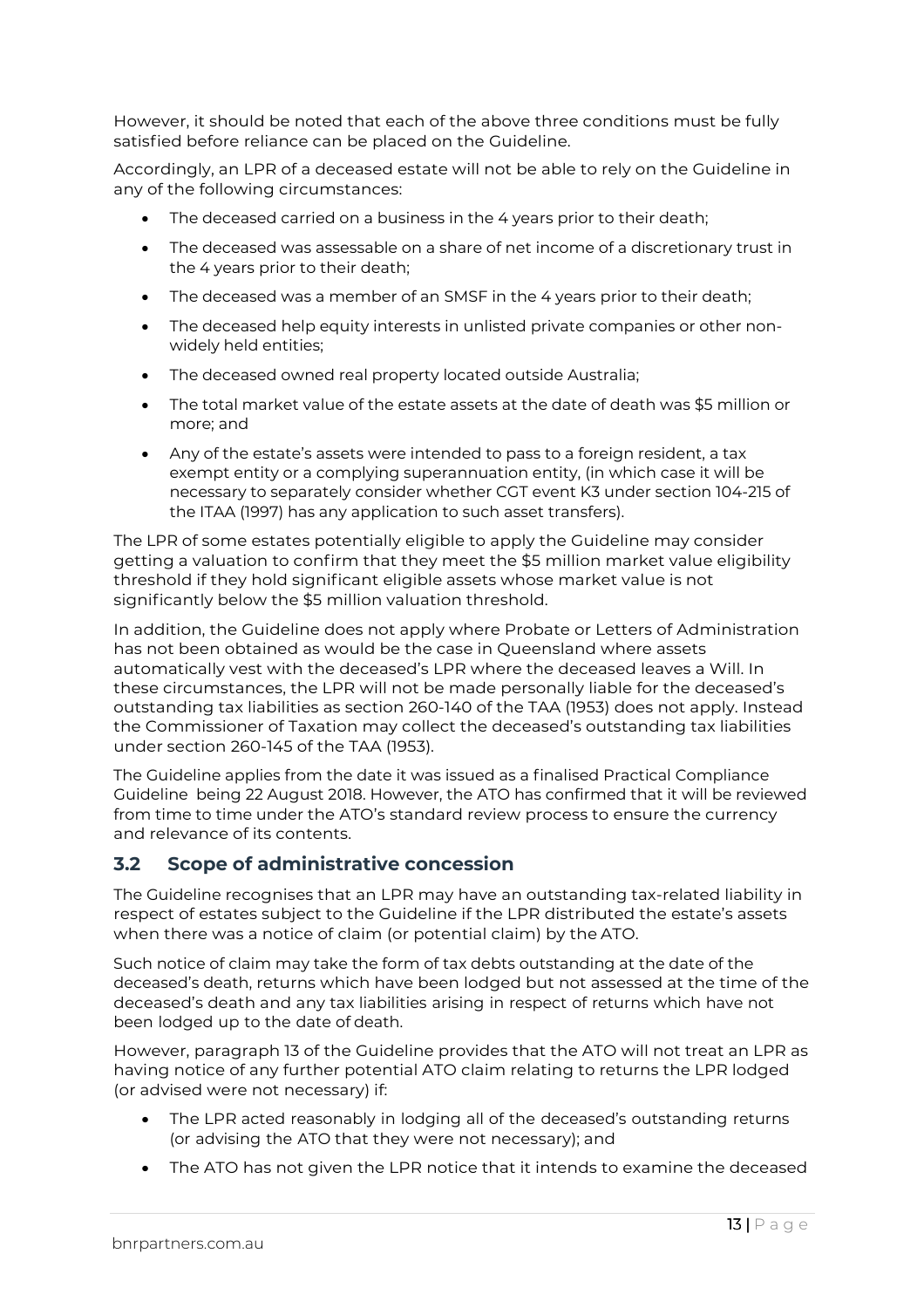However, it should be noted that each of the above three conditions must be fully satisfied before reliance can be placed on the Guideline.

Accordingly, an LPR of a deceased estate will not be able to rely on the Guideline in any of the following circumstances:

- The deceased carried on a business in the 4 years prior to their death;
- The deceased was assessable on a share of net income of a discretionary trust in the 4 years prior to their death;
- The deceased was a member of an SMSF in the 4 years prior to their death;
- The deceased help equity interests in unlisted private companies or other non-widely held entities;
- The deceased owned real property located outside Australia;
- The total market value of the estate assets at the date of death was $5 million or more; and
- Any of the estate's assets were intended to pass to a foreign resident, a tax exempt entity or a complying superannuation entity, (in which case it will be necessary to separately consider whether CGT event K3 under section 104-215 of the ITAA (1997) has any application to such asset transfers).

The LPR of some estates potentially eligible to apply the Guideline may consider getting a valuation to confirm that they meet the $5 million market value eligibility threshold if they hold significant eligible assets whose market value is not significantly below the $5 million valuation threshold.

In addition, the Guideline does not apply where Probate or Letters of Administration has not been obtained as would be the case in Queensland where assets automatically vest with the deceased's LPR where the deceased leaves a Will. In these circumstances, the LPR will not be made personally liable for the deceased's outstanding tax liabilities as section 260-140 of the TAA (1953) does not apply. Instead the Commissioner of Taxation may collect the deceased's outstanding tax liabilities under section 260-145 of the TAA (1953).

The Guideline applies from the date it was issued as a finalised Practical Compliance Guideline being 22 August 2018. However, the ATO has confirmed that it will be reviewed from time to time under the ATO's standard review process to ensure the currency and relevance of its contents.

## 3.2 Scope of administrative concession

The Guideline recognises that an LPR may have an outstanding tax-related liability in respect of estates subject to the Guideline if the LPR distributed the estate's assets when there was a notice of claim (or potential claim) by the ATO.

Such notice of claim may take the form of tax debts outstanding at the date of the deceased's death, returns which have been lodged but not assessed at the time of the deceased's death and any tax liabilities arising in respect of returns which have not been lodged up to the date of death.

However, paragraph 13 of the Guideline provides that the ATO will not treat an LPR as having notice of any further potential ATO claim relating to returns the LPR lodged (or advised were not necessary) if:

- The LPR acted reasonably in lodging all of the deceased's outstanding returns (or advising the ATO that they were not necessary); and
- The ATO has not given the LPR notice that it intends to examine the deceased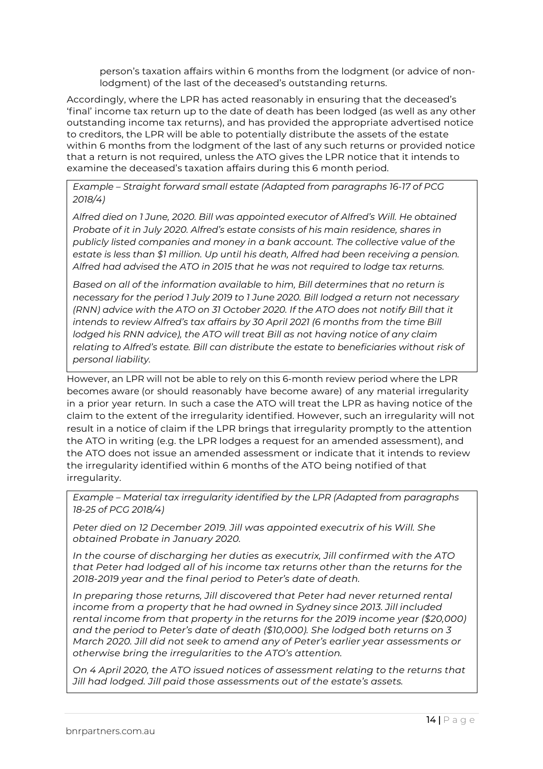person's taxation affairs within 6 months from the lodgment (or advice of non-lodgment) of the last of the deceased's outstanding returns.

Accordingly, where the LPR has acted reasonably in ensuring that the deceased's 'final' income tax return up to the date of death has been lodged (as well as any other outstanding income tax returns), and has provided the appropriate advertised notice to creditors, the LPR will be able to potentially distribute the assets of the estate within 6 months from the lodgment of the last of any such returns or provided notice that a return is not required, unless the ATO gives the LPR notice that it intends to examine the deceased's taxation affairs during this 6 month period.

> *Example – Straight forward small estate (Adapted from paragraphs 16-17 of PCG 2018/4)*
>
> *Alfred died on 1 June, 2020. Bill was appointed executor of Alfred's Will. He obtained Probate of it in July 2020. Alfred's estate consists of his main residence, shares in publicly listed companies and money in a bank account. The collective value of the estate is less than $1 million. Up until his death, Alfred had been receiving a pension. Alfred had advised the ATO in 2015 that he was not required to lodge tax returns.*
>
> *Based on all of the information available to him, Bill determines that no return is necessary for the period 1 July 2019 to 1 June 2020. Bill lodged a return not necessary (RNN) advice with the ATO on 31 October 2020. If the ATO does not notify Bill that it intends to review Alfred's tax affairs by 30 April 2021 (6 months from the time Bill lodged his RNN advice), the ATO will treat Bill as not having notice of any claim relating to Alfred's estate. Bill can distribute the estate to beneficiaries without risk of personal liability.*

However, an LPR will not be able to rely on this 6-month review period where the LPR becomes aware (or should reasonably have become aware) of any material irregularity in a prior year return. In such a case the ATO will treat the LPR as having notice of the claim to the extent of the irregularity identified. However, such an irregularity will not result in a notice of claim if the LPR brings that irregularity promptly to the attention the ATO in writing (e.g. the LPR lodges a request for an amended assessment), and the ATO does not issue an amended assessment or indicate that it intends to review the irregularity identified within 6 months of the ATO being notified of that irregularity.

> *Example – Material tax irregularity identified by the LPR (Adapted from paragraphs 18-25 of PCG 2018/4)*
>
> *Peter died on 12 December 2019. Jill was appointed executrix of his Will. She obtained Probate in January 2020.*
>
> *In the course of discharging her duties as executrix, Jill confirmed with the ATO that Peter had lodged all of his income tax returns other than the returns for the 2018-2019 year and the final period to Peter's date of death.*
>
> *In preparing those returns, Jill discovered that Peter had never returned rental income from a property that he had owned in Sydney since 2013. Jill included rental income from that property in the returns for the 2019 income year ($20,000) and the period to Peter's date of death ($10,000). She lodged both returns on 3 March 2020. Jill did not seek to amend any of Peter's earlier year assessments or otherwise bring the irregularities to the ATO's attention.*
>
> *On 4 April 2020, the ATO issued notices of assessment relating to the returns that Jill had lodged. Jill paid those assessments out of the estate's assets.*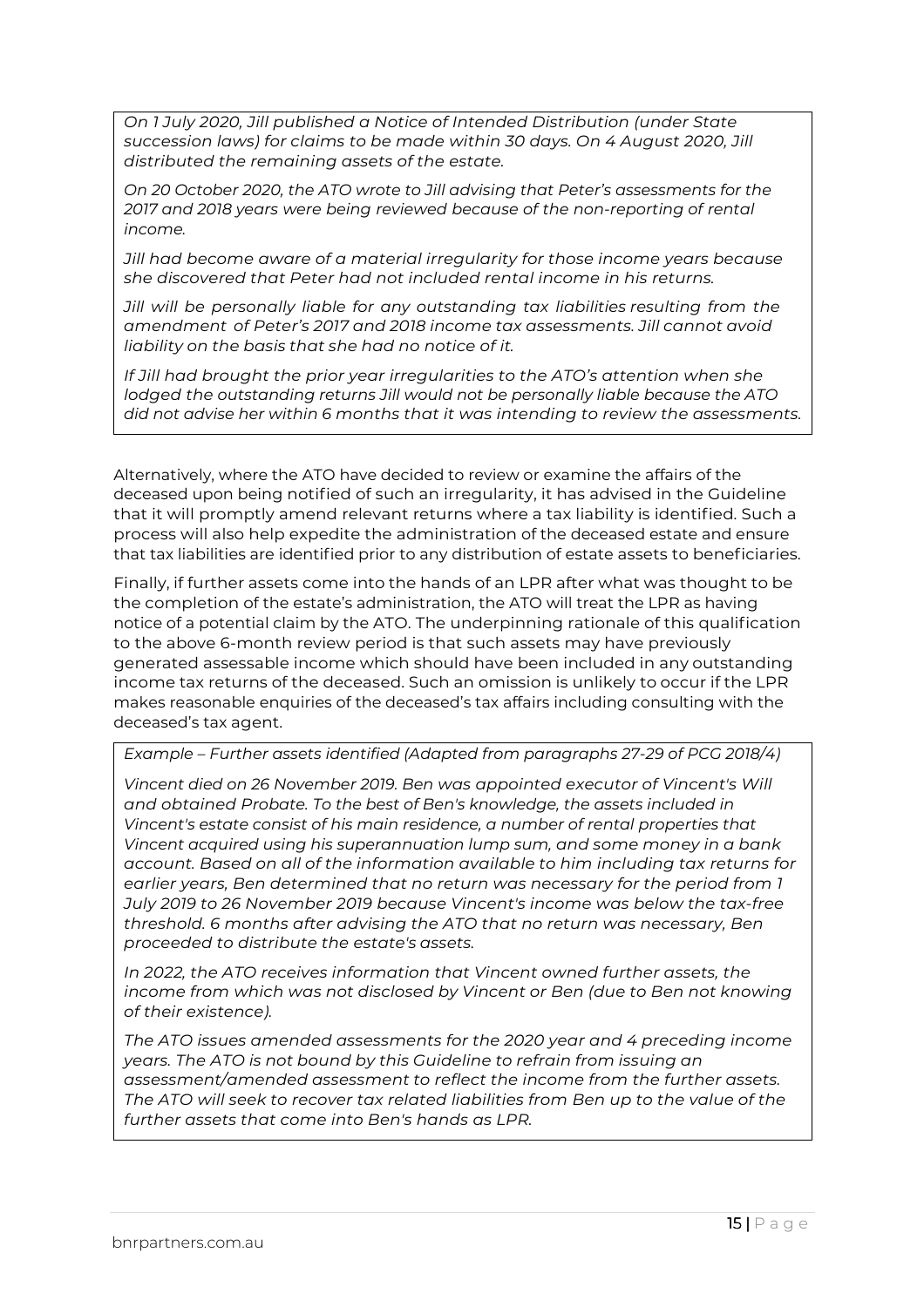*On 1 July 2020, Jill published a Notice of Intended Distribution (under State succession laws) for claims to be made within 30 days. On 4 August 2020, Jill distributed the remaining assets of the estate.*

*On 20 October 2020, the ATO wrote to Jill advising that Peter's assessments for the 2017 and 2018 years were being reviewed because of the non-reporting of rental income.*

*Jill had become aware of a material irregularity for those income years because she discovered that Peter had not included rental income in his returns.*

*Jill will be personally liable for any outstanding tax liabilities resulting from the amendment of Peter's 2017 and 2018 income tax assessments. Jill cannot avoid liability on the basis that she had no notice of it.*

*If Jill had brought the prior year irregularities to the ATO's attention when she lodged the outstanding returns Jill would not be personally liable because the ATO did not advise her within 6 months that it was intending to review the assessments.*

Alternatively, where the ATO have decided to review or examine the affairs of the deceased upon being notified of such an irregularity, it has advised in the Guideline that it will promptly amend relevant returns where a tax liability is identified. Such a process will also help expedite the administration of the deceased estate and ensure that tax liabilities are identified prior to any distribution of estate assets to beneficiaries.

Finally, if further assets come into the hands of an LPR after what was thought to be the completion of the estate's administration, the ATO will treat the LPR as having notice of a potential claim by the ATO. The underpinning rationale of this qualification to the above 6-month review period is that such assets may have previously generated assessable income which should have been included in any outstanding income tax returns of the deceased. Such an omission is unlikely to occur if the LPR makes reasonable enquiries of the deceased's tax affairs including consulting with the deceased's tax agent.

*Example – Further assets identified (Adapted from paragraphs 27-29 of PCG 2018/4)*

*Vincent died on 26 November 2019. Ben was appointed executor of Vincent's Will and obtained Probate. To the best of Ben's knowledge, the assets included in Vincent's estate consist of his main residence, a number of rental properties that Vincent acquired using his superannuation lump sum, and some money in a bank account. Based on all of the information available to him including tax returns for earlier years, Ben determined that no return was necessary for the period from 1 July 2019 to 26 November 2019 because Vincent's income was below the tax-free threshold. 6 months after advising the ATO that no return was necessary, Ben proceeded to distribute the estate's assets.*

*In 2022, the ATO receives information that Vincent owned further assets, the income from which was not disclosed by Vincent or Ben (due to Ben not knowing of their existence).*

*The ATO issues amended assessments for the 2020 year and 4 preceding income years. The ATO is not bound by this Guideline to refrain from issuing an assessment/amended assessment to reflect the income from the further assets. The ATO will seek to recover tax related liabilities from Ben up to the value of the further assets that come into Ben's hands as LPR.*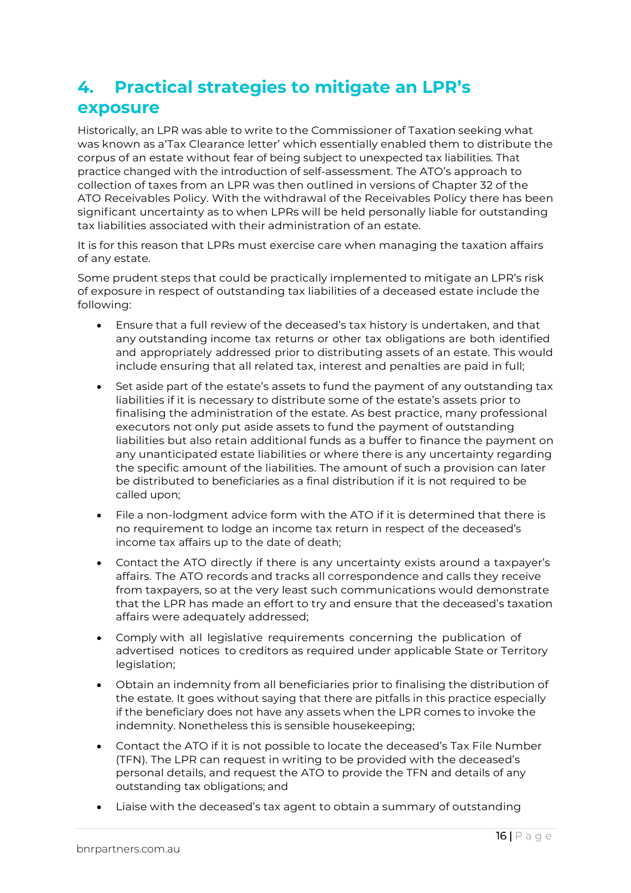## 4. Practical strategies to mitigate an LPR's exposure

Historically, an LPR was able to write to the Commissioner of Taxation seeking what was known as a'Tax Clearance letter' which essentially enabled them to distribute the corpus of an estate without fear of being subject to unexpected tax liabilities. That practice changed with the introduction of self-assessment. The ATO's approach to collection of taxes from an LPR was then outlined in versions of Chapter 32 of the ATO Receivables Policy. With the withdrawal of the Receivables Policy there has been significant uncertainty as to when LPRs will be held personally liable for outstanding tax liabilities associated with their administration of an estate.

It is for this reason that LPRs must exercise care when managing the taxation affairs of any estate.

Some prudent steps that could be practically implemented to mitigate an LPR's risk of exposure in respect of outstanding tax liabilities of a deceased estate include the following:

- Ensure that a full review of the deceased's tax history is undertaken, and that any outstanding income tax returns or other tax obligations are both identified and appropriately addressed prior to distributing assets of an estate. This would include ensuring that all related tax, interest and penalties are paid in full;
- Set aside part of the estate's assets to fund the payment of any outstanding tax liabilities if it is necessary to distribute some of the estate's assets prior to finalising the administration of the estate. As best practice, many professional executors not only put aside assets to fund the payment of outstanding liabilities but also retain additional funds as a buffer to finance the payment on any unanticipated estate liabilities or where there is any uncertainty regarding the specific amount of the liabilities. The amount of such a provision can later be distributed to beneficiaries as a final distribution if it is not required to be called upon;
- File a non-lodgment advice form with the ATO if it is determined that there is no requirement to lodge an income tax return in respect of the deceased's income tax affairs up to the date of death;
- Contact the ATO directly if there is any uncertainty exists around a taxpayer's affairs. The ATO records and tracks all correspondence and calls they receive from taxpayers, so at the very least such communications would demonstrate that the LPR has made an effort to try and ensure that the deceased's taxation affairs were adequately addressed;
- Comply with all legislative requirements concerning the publication of advertised notices to creditors as required under applicable State or Territory legislation;
- Obtain an indemnity from all beneficiaries prior to finalising the distribution of the estate. It goes without saying that there are pitfalls in this practice especially if the beneficiary does not have any assets when the LPR comes to invoke the indemnity. Nonetheless this is sensible housekeeping;
- Contact the ATO if it is not possible to locate the deceased's Tax File Number (TFN). The LPR can request in writing to be provided with the deceased's personal details, and request the ATO to provide the TFN and details of any outstanding tax obligations; and
- Liaise with the deceased's tax agent to obtain a summary of outstanding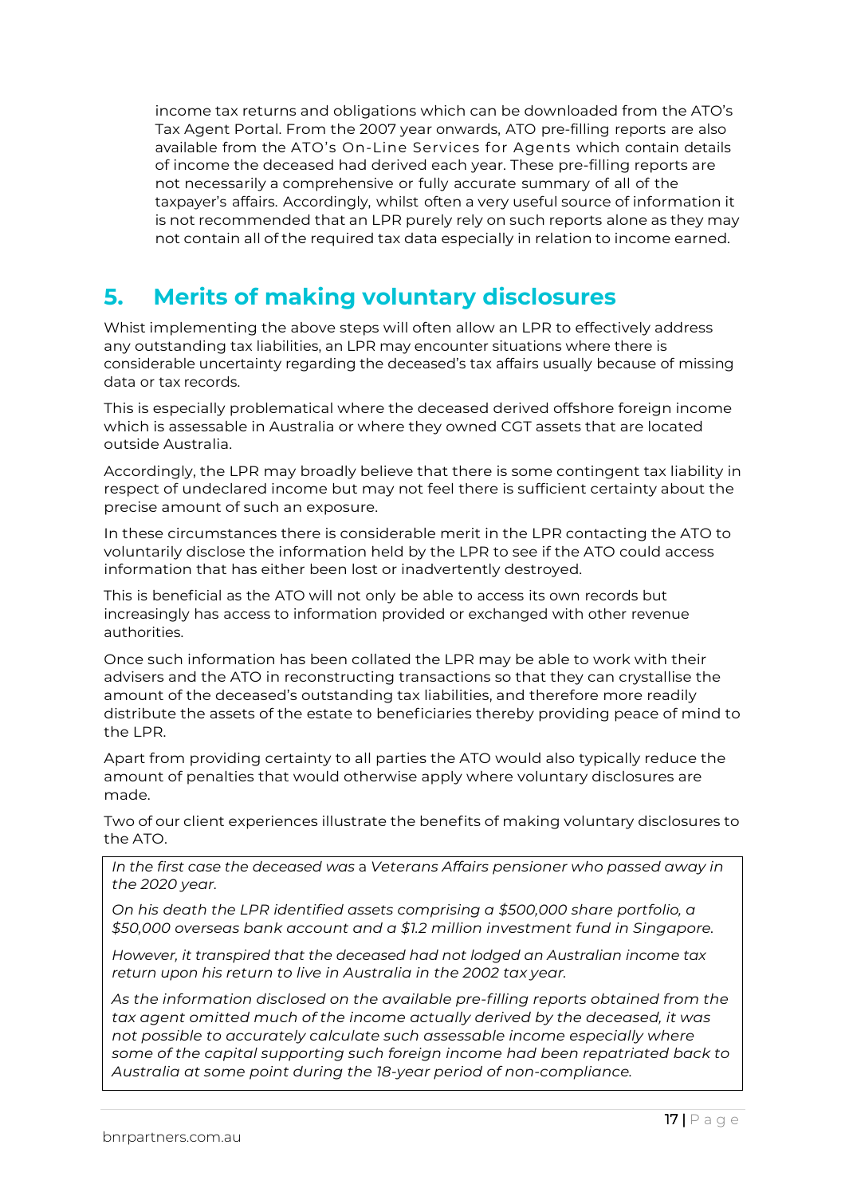income tax returns and obligations which can be downloaded from the ATO's Tax Agent Portal. From the 2007 year onwards, ATO pre-filling reports are also available from the ATO's On-Line Services for Agents which contain details of income the deceased had derived each year. These pre-filling reports are not necessarily a comprehensive or fully accurate summary of all of the taxpayer's affairs. Accordingly, whilst often a very useful source of information it is not recommended that an LPR purely rely on such reports alone as they may not contain all of the required tax data especially in relation to income earned.

## 5. Merits of making voluntary disclosures

Whist implementing the above steps will often allow an LPR to effectively address any outstanding tax liabilities, an LPR may encounter situations where there is considerable uncertainty regarding the deceased's tax affairs usually because of missing data or tax records.

This is especially problematical where the deceased derived offshore foreign income which is assessable in Australia or where they owned CGT assets that are located outside Australia.

Accordingly, the LPR may broadly believe that there is some contingent tax liability in respect of undeclared income but may not feel there is sufficient certainty about the precise amount of such an exposure.

In these circumstances there is considerable merit in the LPR contacting the ATO to voluntarily disclose the information held by the LPR to see if the ATO could access information that has either been lost or inadvertently destroyed.

This is beneficial as the ATO will not only be able to access its own records but increasingly has access to information provided or exchanged with other revenue authorities.

Once such information has been collated the LPR may be able to work with their advisers and the ATO in reconstructing transactions so that they can crystallise the amount of the deceased's outstanding tax liabilities, and therefore more readily distribute the assets of the estate to beneficiaries thereby providing peace of mind to the LPR.

Apart from providing certainty to all parties the ATO would also typically reduce the amount of penalties that would otherwise apply where voluntary disclosures are made.

Two of our client experiences illustrate the benefits of making voluntary disclosures to the ATO.

> *In the first case the deceased was a Veterans Affairs pensioner who passed away in the 2020 year.*
>
> *On his death the LPR identified assets comprising a $500,000 share portfolio, a $50,000 overseas bank account and a $1.2 million investment fund in Singapore.*
>
> *However, it transpired that the deceased had not lodged an Australian income tax return upon his return to live in Australia in the 2002 tax year.*
>
> *As the information disclosed on the available pre-filling reports obtained from the tax agent omitted much of the income actually derived by the deceased, it was not possible to accurately calculate such assessable income especially where some of the capital supporting such foreign income had been repatriated back to Australia at some point during the 18-year period of non-compliance.*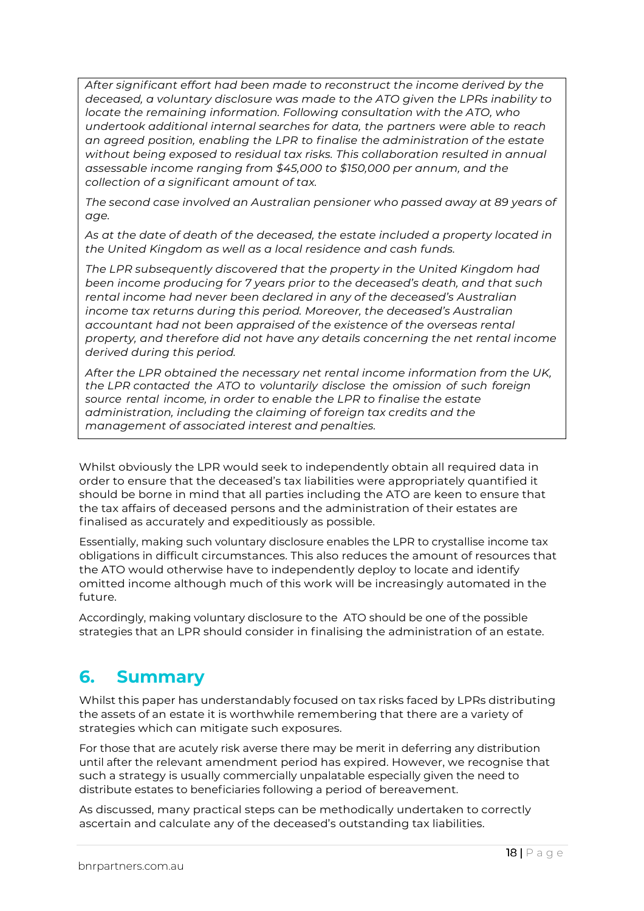*After significant effort had been made to reconstruct the income derived by the deceased, a voluntary disclosure was made to the ATO given the LPRs inability to locate the remaining information. Following consultation with the ATO, who undertook additional internal searches for data, the partners were able to reach an agreed position, enabling the LPR to finalise the administration of the estate without being exposed to residual tax risks. This collaboration resulted in annual assessable income ranging from $45,000 to $150,000 per annum, and the collection of a significant amount of tax.*

*The second case involved an Australian pensioner who passed away at 89 years of age.*

*As at the date of death of the deceased, the estate included a property located in the United Kingdom as well as a local residence and cash funds.*

*The LPR subsequently discovered that the property in the United Kingdom had been income producing for 7 years prior to the deceased's death, and that such rental income had never been declared in any of the deceased's Australian income tax returns during this period. Moreover, the deceased's Australian accountant had not been appraised of the existence of the overseas rental property, and therefore did not have any details concerning the net rental income derived during this period.*

*After the LPR obtained the necessary net rental income information from the UK, the LPR contacted the ATO to voluntarily disclose the omission of such foreign source rental income, in order to enable the LPR to finalise the estate administration, including the claiming of foreign tax credits and the management of associated interest and penalties.*

Whilst obviously the LPR would seek to independently obtain all required data in order to ensure that the deceased's tax liabilities were appropriately quantified it should be borne in mind that all parties including the ATO are keen to ensure that the tax affairs of deceased persons and the administration of their estates are finalised as accurately and expeditiously as possible.

Essentially, making such voluntary disclosure enables the LPR to crystallise income tax obligations in difficult circumstances. This also reduces the amount of resources that the ATO would otherwise have to independently deploy to locate and identify omitted income although much of this work will be increasingly automated in the future.

Accordingly, making voluntary disclosure to the ATO should be one of the possible strategies that an LPR should consider in finalising the administration of an estate.

## 6. Summary

Whilst this paper has understandably focused on tax risks faced by LPRs distributing the assets of an estate it is worthwhile remembering that there are a variety of strategies which can mitigate such exposures.

For those that are acutely risk averse there may be merit in deferring any distribution until after the relevant amendment period has expired. However, we recognise that such a strategy is usually commercially unpalatable especially given the need to distribute estates to beneficiaries following a period of bereavement.

As discussed, many practical steps can be methodically undertaken to correctly ascertain and calculate any of the deceased's outstanding tax liabilities.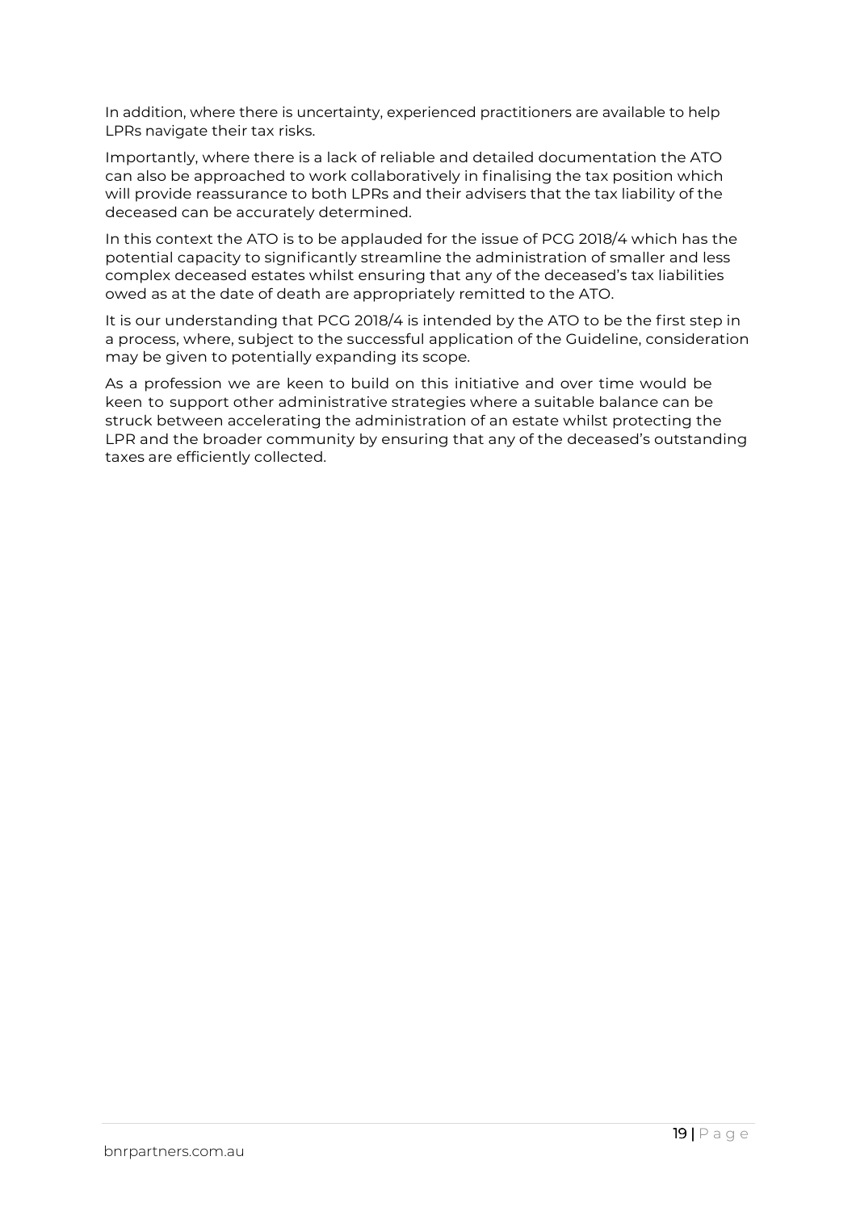In addition, where there is uncertainty, experienced practitioners are available to help LPRs navigate their tax risks.

Importantly, where there is a lack of reliable and detailed documentation the ATO can also be approached to work collaboratively in finalising the tax position which will provide reassurance to both LPRs and their advisers that the tax liability of the deceased can be accurately determined.

In this context the ATO is to be applauded for the issue of PCG 2018/4 which has the potential capacity to significantly streamline the administration of smaller and less complex deceased estates whilst ensuring that any of the deceased's tax liabilities owed as at the date of death are appropriately remitted to the ATO.

It is our understanding that PCG 2018/4 is intended by the ATO to be the first step in a process, where, subject to the successful application of the Guideline, consideration may be given to potentially expanding its scope.

As a profession we are keen to build on this initiative and over time would be keen to support other administrative strategies where a suitable balance can be struck between accelerating the administration of an estate whilst protecting the LPR and the broader community by ensuring that any of the deceased's outstanding taxes are efficiently collected.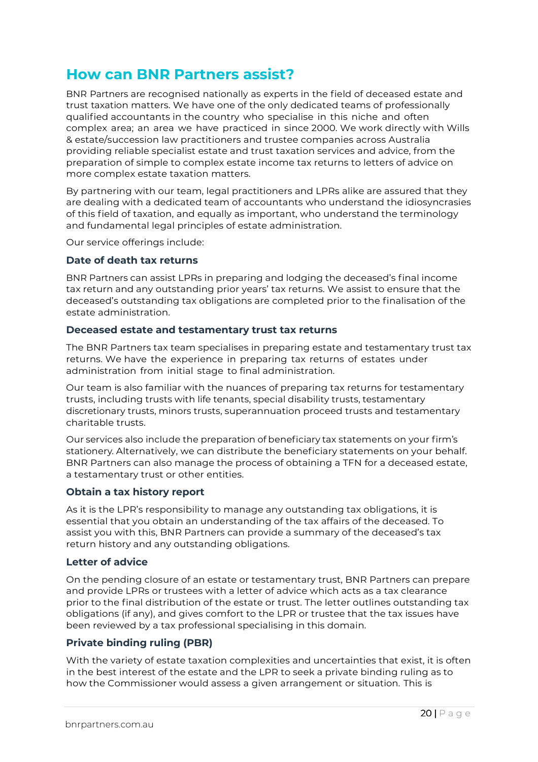## How can BNR Partners assist?

BNR Partners are recognised nationally as experts in the field of deceased estate and trust taxation matters. We have one of the only dedicated teams of professionally qualified accountants in the country who specialise in this niche and often complex area; an area we have practiced in since 2000. We work directly with Wills & estate/succession law practitioners and trustee companies across Australia providing reliable specialist estate and trust taxation services and advice, from the preparation of simple to complex estate income tax returns to letters of advice on more complex estate taxation matters.

By partnering with our team, legal practitioners and LPRs alike are assured that they are dealing with a dedicated team of accountants who understand the idiosyncrasies of this field of taxation, and equally as important, who understand the terminology and fundamental legal principles of estate administration.

Our service offerings include:

### Date of death tax returns

BNR Partners can assist LPRs in preparing and lodging the deceased's final income tax return and any outstanding prior years' tax returns. We assist to ensure that the deceased's outstanding tax obligations are completed prior to the finalisation of the estate administration.

### Deceased estate and testamentary trust tax returns

The BNR Partners tax team specialises in preparing estate and testamentary trust tax returns. We have the experience in preparing tax returns of estates under administration from initial stage to final administration.

Our team is also familiar with the nuances of preparing tax returns for testamentary trusts, including trusts with life tenants, special disability trusts, testamentary discretionary trusts, minors trusts, superannuation proceed trusts and testamentary charitable trusts.

Our services also include the preparation of beneficiary tax statements on your firm's stationery. Alternatively, we can distribute the beneficiary statements on your behalf. BNR Partners can also manage the process of obtaining a TFN for a deceased estate, a testamentary trust or other entities.

### Obtain a tax history report

As it is the LPR's responsibility to manage any outstanding tax obligations, it is essential that you obtain an understanding of the tax affairs of the deceased. To assist you with this, BNR Partners can provide a summary of the deceased's tax return history and any outstanding obligations.

### Letter of advice

On the pending closure of an estate or testamentary trust, BNR Partners can prepare and provide LPRs or trustees with a letter of advice which acts as a tax clearance prior to the final distribution of the estate or trust. The letter outlines outstanding tax obligations (if any), and gives comfort to the LPR or trustee that the tax issues have been reviewed by a tax professional specialising in this domain.

### Private binding ruling (PBR)

With the variety of estate taxation complexities and uncertainties that exist, it is often in the best interest of the estate and the LPR to seek a private binding ruling as to how the Commissioner would assess a given arrangement or situation. This is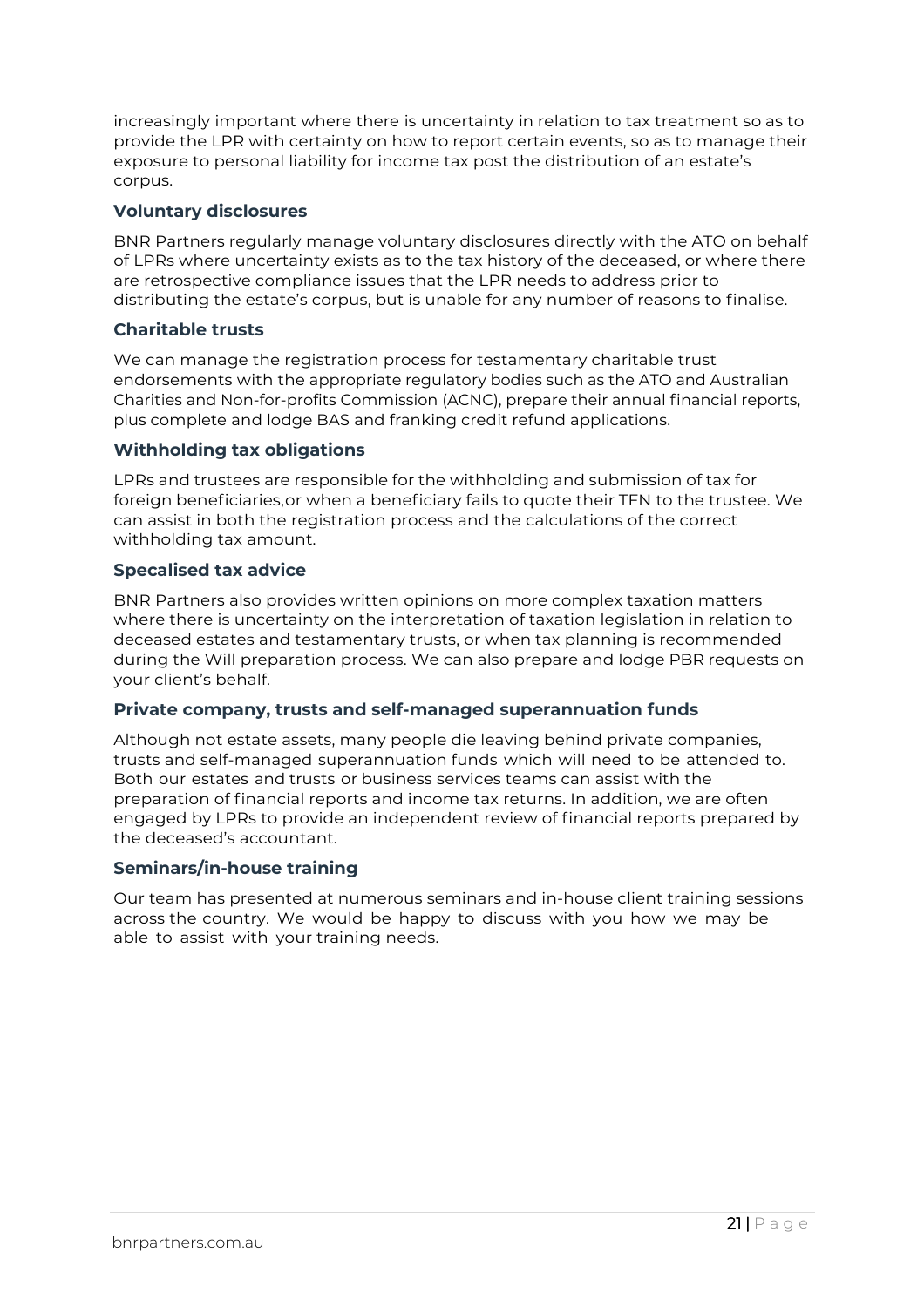increasingly important where there is uncertainty in relation to tax treatment so as to provide the LPR with certainty on how to report certain events, so as to manage their exposure to personal liability for income tax post the distribution of an estate's corpus.

### Voluntary disclosures

BNR Partners regularly manage voluntary disclosures directly with the ATO on behalf of LPRs where uncertainty exists as to the tax history of the deceased, or where there are retrospective compliance issues that the LPR needs to address prior to distributing the estate's corpus, but is unable for any number of reasons to finalise.

### Charitable trusts

We can manage the registration process for testamentary charitable trust endorsements with the appropriate regulatory bodies such as the ATO and Australian Charities and Non-for-profits Commission (ACNC), prepare their annual financial reports, plus complete and lodge BAS and franking credit refund applications.

### Withholding tax obligations

LPRs and trustees are responsible for the withholding and submission of tax for foreign beneficiaries,or when a beneficiary fails to quote their TFN to the trustee. We can assist in both the registration process and the calculations of the correct withholding tax amount.

### Specalised tax advice

BNR Partners also provides written opinions on more complex taxation matters where there is uncertainty on the interpretation of taxation legislation in relation to deceased estates and testamentary trusts, or when tax planning is recommended during the Will preparation process. We can also prepare and lodge PBR requests on your client's behalf.

### Private company, trusts and self-managed superannuation funds

Although not estate assets, many people die leaving behind private companies, trusts and self-managed superannuation funds which will need to be attended to. Both our estates and trusts or business services teams can assist with the preparation of financial reports and income tax returns. In addition, we are often engaged by LPRs to provide an independent review of financial reports prepared by the deceased's accountant.

### Seminars/in-house training

Our team has presented at numerous seminars and in-house client training sessions across the country. We would be happy to discuss with you how we may be able to assist with your training needs.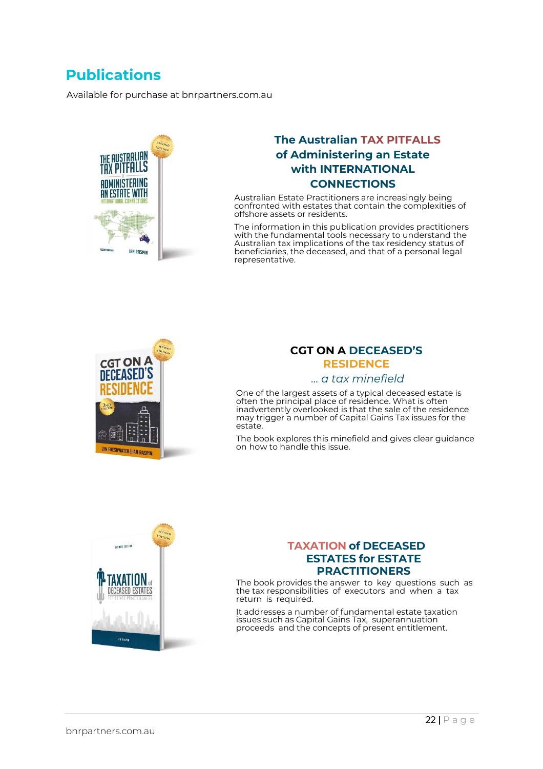# Publications

Available for purchase at bnrpartners.com.au

## The Australian TAX PITFALLS of Administering an Estate with INTERNATIONAL CONNECTIONS

Australian Estate Practitioners are increasingly being confronted with estates that contain the complexities of offshore assets or residents.

The information in this publication provides practitioners with the fundamental tools necessary to understand the Australian tax implications of the tax residency status of beneficiaries, the deceased, and that of a personal legal representative.

## CGT ON A DECEASED'S RESIDENCE

*... a tax minefield*

One of the largest assets of a typical deceased estate is often the principal place of residence. What is often inadvertently overlooked is that the sale of the residence may trigger a number of Capital Gains Tax issues for the estate.

The book explores this minefield and gives clear guidance on how to handle this issue.

## TAXATION of DECEASED ESTATES for ESTATE PRACTITIONERS

The book provides the answer to key questions such as the tax responsibilities of executors and when a tax return is required.

It addresses a number of fundamental estate taxation issues such as Capital Gains Tax, superannuation proceeds and the concepts of present entitlement.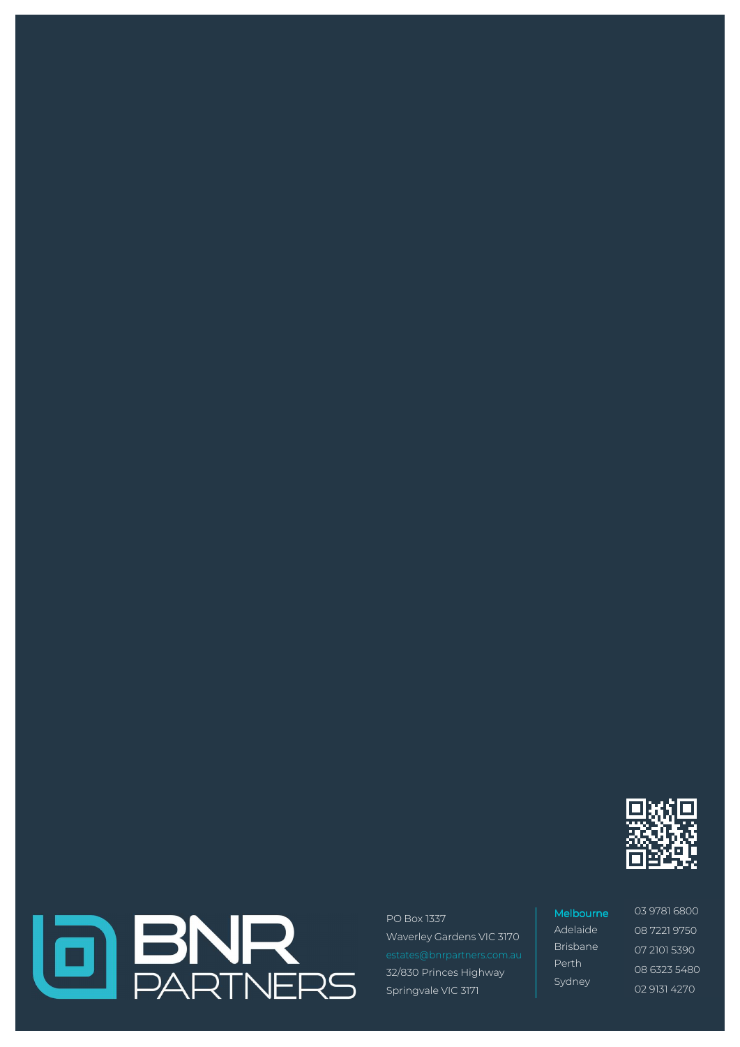BNR PARTNERS

PO Box 1337
Waverley Gardens VIC 3170
estates@bnrpartners.com.au
32/830 Princes Highway
Springvale VIC 3171

| | |
|---|---|
| Melbourne | 03 9781 6800 |
| Adelaide | 08 7221 9750 |
| Brisbane | 07 2101 5390 |
| Perth | 08 6323 5480 |
| Sydney | 02 9131 4270 |